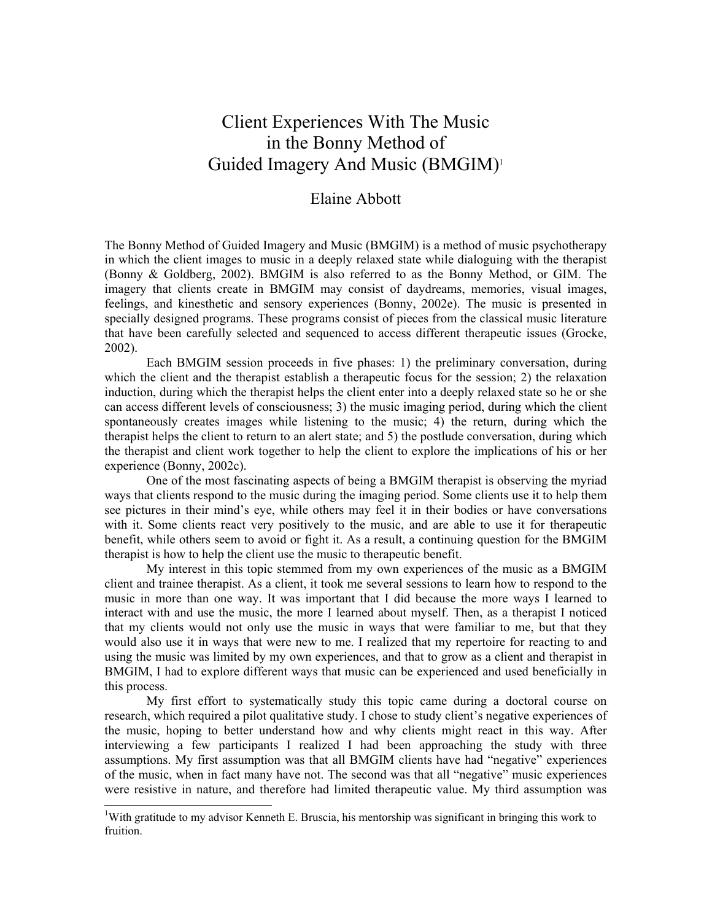# Client Experiences With The Music in the Bonny Method of Guided Imagery And Music (BMGIM)[1]

Elaine Abbott

The Bonny Method of Guided Imagery and Music (BMGIM) is a method of music psychotherapy in which the client images to music in a deeply relaxed state while dialoguing with the therapist (Bonny & Goldberg, 2002). BMGIM is also referred to as the Bonny Method, or GIM. The imagery that clients create in BMGIM may consist of daydreams, memories, visual images, feelings, and kinesthetic and sensory experiences (Bonny, 2002e). The music is presented in specially designed programs. These programs consist of pieces from the classical music literature that have been carefully selected and sequenced to access different therapeutic issues (Grocke, 2002).

Each BMGIM session proceeds in five phases: 1) the preliminary conversation, during which the client and the therapist establish a therapeutic focus for the session; 2) the relaxation induction, during which the therapist helps the client enter into a deeply relaxed state so he or she can access different levels of consciousness; 3) the music imaging period, during which the client spontaneously creates images while listening to the music; 4) the return, during which the therapist helps the client to return to an alert state; and 5) the postlude conversation, during which the therapist and client work together to help the client to explore the implications of his or her experience (Bonny, 2002c).

One of the most fascinating aspects of being a BMGIM therapist is observing the myriad ways that clients respond to the music during the imaging period. Some clients use it to help them see pictures in their mind's eye, while others may feel it in their bodies or have conversations with it. Some clients react very positively to the music, and are able to use it for therapeutic benefit, while others seem to avoid or fight it. As a result, a continuing question for the BMGIM therapist is how to help the client use the music to therapeutic benefit.

My interest in this topic stemmed from my own experiences of the music as a BMGIM client and trainee therapist. As a client, it took me several sessions to learn how to respond to the music in more than one way. It was important that I did because the more ways I learned to interact with and use the music, the more I learned about myself. Then, as a therapist I noticed that my clients would not only use the music in ways that were familiar to me, but that they would also use it in ways that were new to me. I realized that my repertoire for reacting to and using the music was limited by my own experiences, and that to grow as a client and therapist in BMGIM, I had to explore different ways that music can be experienced and used beneficially in this process.

My first effort to systematically study this topic came during a doctoral course on research, which required a pilot qualitative study. I chose to study client's negative experiences of the music, hoping to better understand how and why clients might react in this way. After interviewing a few participants I realized I had been approaching the study with three assumptions. My first assumption was that all BMGIM clients have had "negative" experiences of the music, when in fact many have not. The second was that all "negative" music experiences were resistive in nature, and therefore had limited therapeutic value. My third assumption was

[1] With gratitude to my advisor Kenneth E. Bruscia, his mentorship was significant in bringing this work to fruition.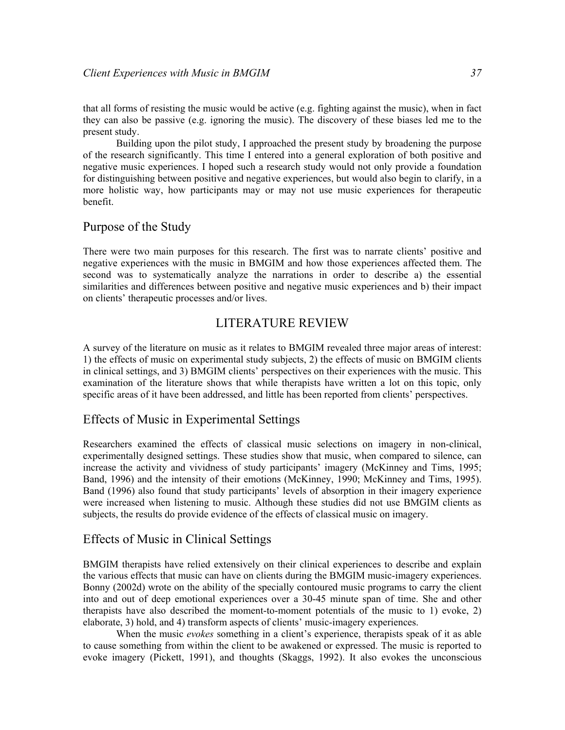that all forms of resisting the music would be active (e.g. fighting against the music), when in fact they can also be passive (e.g. ignoring the music). The discovery of these biases led me to the present study.

Building upon the pilot study, I approached the present study by broadening the purpose of the research significantly. This time I entered into a general exploration of both positive and negative music experiences. I hoped such a research study would not only provide a foundation for distinguishing between positive and negative experiences, but would also begin to clarify, in a more holistic way, how participants may or may not use music experiences for therapeutic benefit.

## Purpose of the Study

There were two main purposes for this research. The first was to narrate clients' positive and negative experiences with the music in BMGIM and how those experiences affected them. The second was to systematically analyze the narrations in order to describe a) the essential similarities and differences between positive and negative music experiences and b) their impact on clients' therapeutic processes and/or lives.

# LITERATURE REVIEW

A survey of the literature on music as it relates to BMGIM revealed three major areas of interest: 1) the effects of music on experimental study subjects, 2) the effects of music on BMGIM clients in clinical settings, and 3) BMGIM clients' perspectives on their experiences with the music. This examination of the literature shows that while therapists have written a lot on this topic, only specific areas of it have been addressed, and little has been reported from clients' perspectives.

## Effects of Music in Experimental Settings

Researchers examined the effects of classical music selections on imagery in non-clinical, experimentally designed settings. These studies show that music, when compared to silence, can increase the activity and vividness of study participants' imagery (McKinney and Tims, 1995; Band, 1996) and the intensity of their emotions (McKinney, 1990; McKinney and Tims, 1995). Band (1996) also found that study participants' levels of absorption in their imagery experience were increased when listening to music. Although these studies did not use BMGIM clients as subjects, the results do provide evidence of the effects of classical music on imagery.

## Effects of Music in Clinical Settings

BMGIM therapists have relied extensively on their clinical experiences to describe and explain the various effects that music can have on clients during the BMGIM music-imagery experiences. Bonny (2002d) wrote on the ability of the specially contoured music programs to carry the client into and out of deep emotional experiences over a 30-45 minute span of time. She and other therapists have also described the moment-to-moment potentials of the music to 1) evoke, 2) elaborate, 3) hold, and 4) transform aspects of clients' music-imagery experiences.

When the music *evokes* something in a client's experience, therapists speak of it as able to cause something from within the client to be awakened or expressed. The music is reported to evoke imagery (Pickett, 1991), and thoughts (Skaggs, 1992). It also evokes the unconscious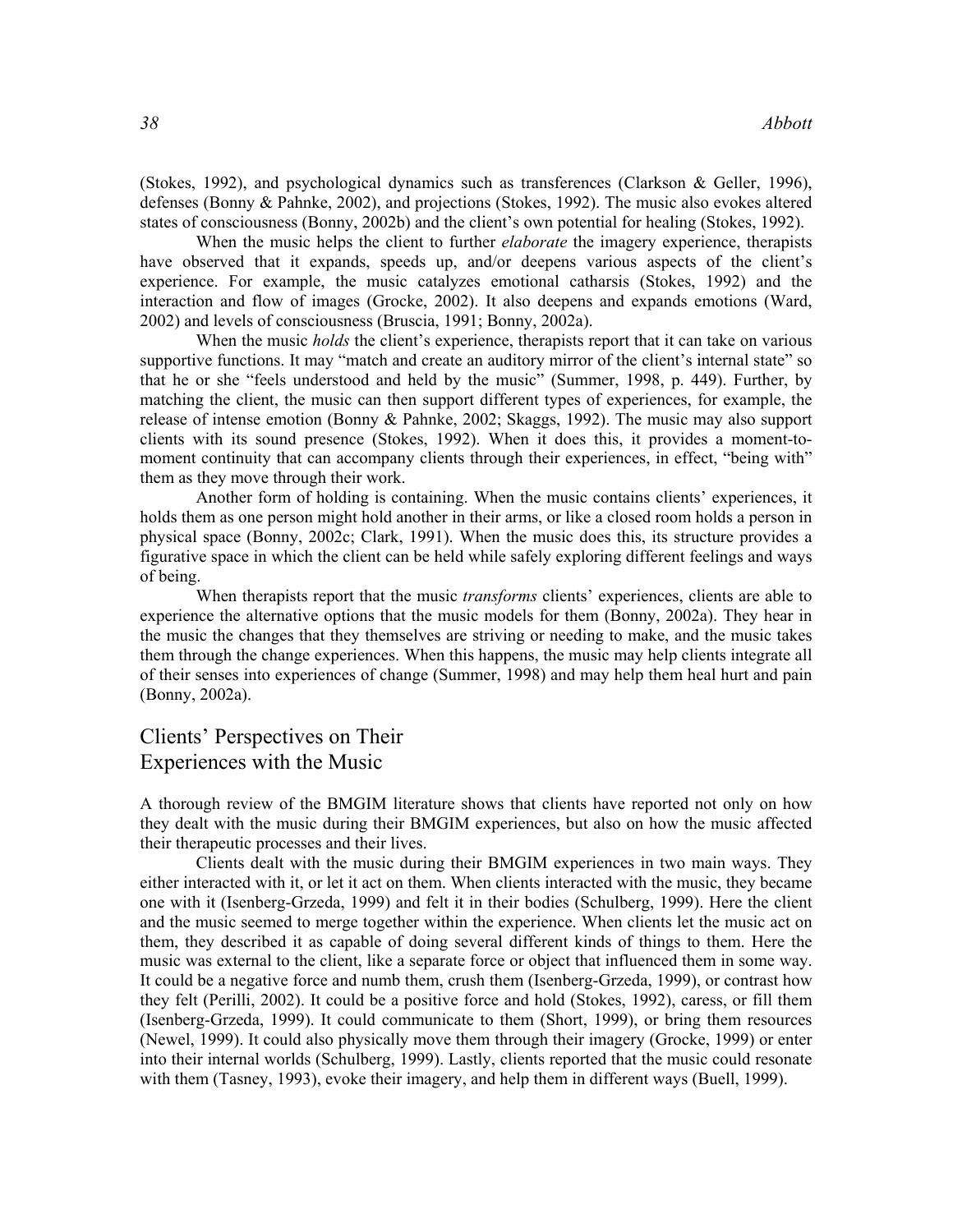(Stokes, 1992), and psychological dynamics such as transferences (Clarkson & Geller, 1996), defenses (Bonny & Pahnke, 2002), and projections (Stokes, 1992). The music also evokes altered states of consciousness (Bonny, 2002b) and the client's own potential for healing (Stokes, 1992).

When the music helps the client to further *elaborate* the imagery experience, therapists have observed that it expands, speeds up, and/or deepens various aspects of the client's experience. For example, the music catalyzes emotional catharsis (Stokes, 1992) and the interaction and flow of images (Grocke, 2002). It also deepens and expands emotions (Ward, 2002) and levels of consciousness (Bruscia, 1991; Bonny, 2002a).

When the music *holds* the client's experience, therapists report that it can take on various supportive functions. It may "match and create an auditory mirror of the client's internal state" so that he or she "feels understood and held by the music" (Summer, 1998, p. 449). Further, by matching the client, the music can then support different types of experiences, for example, the release of intense emotion (Bonny & Pahnke, 2002; Skaggs, 1992). The music may also support clients with its sound presence (Stokes, 1992). When it does this, it provides a moment-to-moment continuity that can accompany clients through their experiences, in effect, "being with" them as they move through their work.

Another form of holding is containing. When the music contains clients' experiences, it holds them as one person might hold another in their arms, or like a closed room holds a person in physical space (Bonny, 2002c; Clark, 1991). When the music does this, its structure provides a figurative space in which the client can be held while safely exploring different feelings and ways of being.

When therapists report that the music *transforms* clients' experiences, clients are able to experience the alternative options that the music models for them (Bonny, 2002a). They hear in the music the changes that they themselves are striving or needing to make, and the music takes them through the change experiences. When this happens, the music may help clients integrate all of their senses into experiences of change (Summer, 1998) and may help them heal hurt and pain (Bonny, 2002a).

## Clients' Perspectives on Their Experiences with the Music

A thorough review of the BMGIM literature shows that clients have reported not only on how they dealt with the music during their BMGIM experiences, but also on how the music affected their therapeutic processes and their lives.

Clients dealt with the music during their BMGIM experiences in two main ways. They either interacted with it, or let it act on them. When clients interacted with the music, they became one with it (Isenberg-Grzeda, 1999) and felt it in their bodies (Schulberg, 1999). Here the client and the music seemed to merge together within the experience. When clients let the music act on them, they described it as capable of doing several different kinds of things to them. Here the music was external to the client, like a separate force or object that influenced them in some way. It could be a negative force and numb them, crush them (Isenberg-Grzeda, 1999), or contrast how they felt (Perilli, 2002). It could be a positive force and hold (Stokes, 1992), caress, or fill them (Isenberg-Grzeda, 1999). It could communicate to them (Short, 1999), or bring them resources (Newel, 1999). It could also physically move them through their imagery (Grocke, 1999) or enter into their internal worlds (Schulberg, 1999). Lastly, clients reported that the music could resonate with them (Tasney, 1993), evoke their imagery, and help them in different ways (Buell, 1999).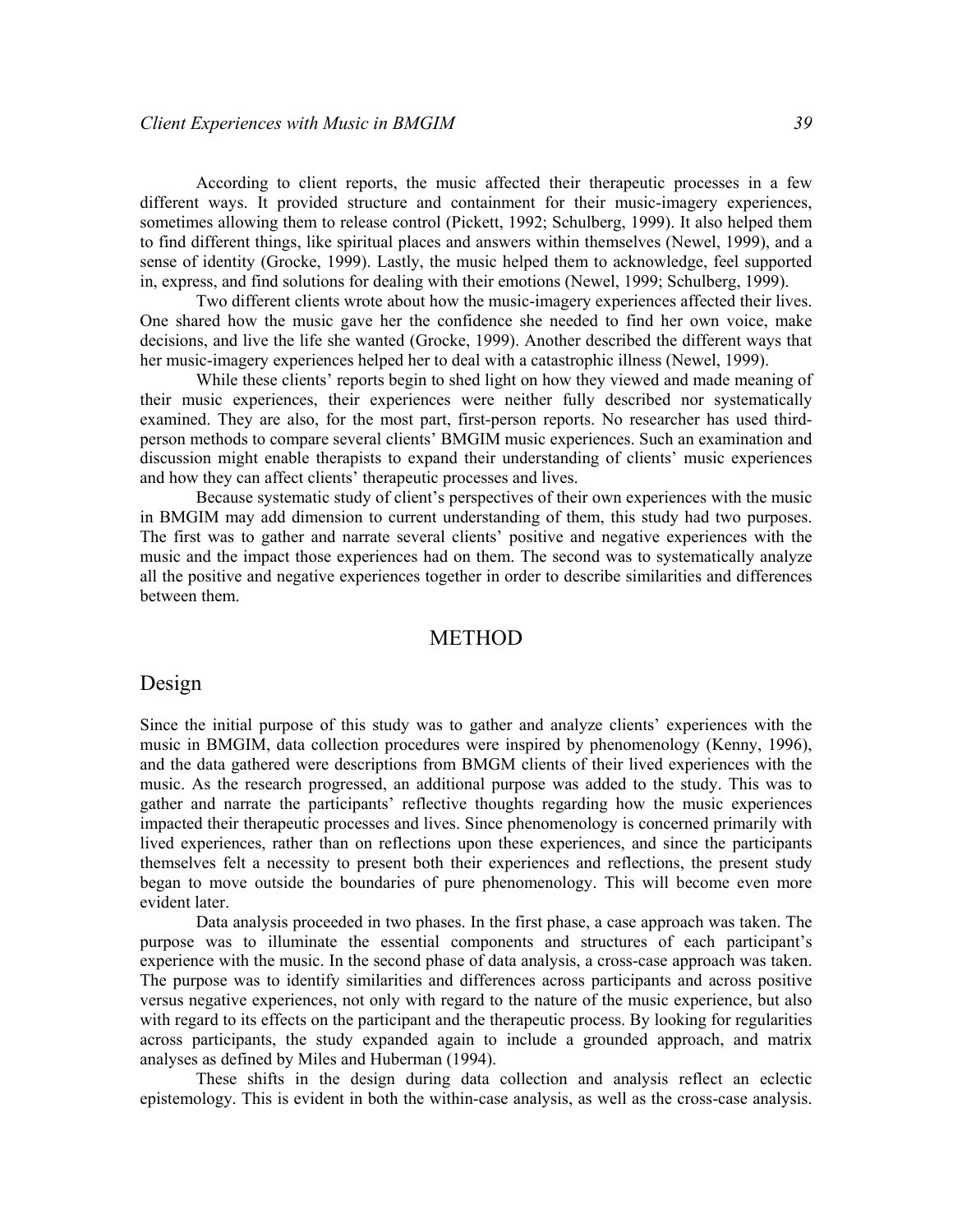According to client reports, the music affected their therapeutic processes in a few different ways. It provided structure and containment for their music-imagery experiences, sometimes allowing them to release control (Pickett, 1992; Schulberg, 1999). It also helped them to find different things, like spiritual places and answers within themselves (Newel, 1999), and a sense of identity (Grocke, 1999). Lastly, the music helped them to acknowledge, feel supported in, express, and find solutions for dealing with their emotions (Newel, 1999; Schulberg, 1999).

Two different clients wrote about how the music-imagery experiences affected their lives. One shared how the music gave her the confidence she needed to find her own voice, make decisions, and live the life she wanted (Grocke, 1999). Another described the different ways that her music-imagery experiences helped her to deal with a catastrophic illness (Newel, 1999).

While these clients' reports begin to shed light on how they viewed and made meaning of their music experiences, their experiences were neither fully described nor systematically examined. They are also, for the most part, first-person reports. No researcher has used third-person methods to compare several clients' BMGIM music experiences. Such an examination and discussion might enable therapists to expand their understanding of clients' music experiences and how they can affect clients' therapeutic processes and lives.

Because systematic study of client's perspectives of their own experiences with the music in BMGIM may add dimension to current understanding of them, this study had two purposes. The first was to gather and narrate several clients' positive and negative experiences with the music and the impact those experiences had on them. The second was to systematically analyze all the positive and negative experiences together in order to describe similarities and differences between them.

## METHOD

### Design

Since the initial purpose of this study was to gather and analyze clients' experiences with the music in BMGIM, data collection procedures were inspired by phenomenology (Kenny, 1996), and the data gathered were descriptions from BMGM clients of their lived experiences with the music. As the research progressed, an additional purpose was added to the study. This was to gather and narrate the participants' reflective thoughts regarding how the music experiences impacted their therapeutic processes and lives. Since phenomenology is concerned primarily with lived experiences, rather than on reflections upon these experiences, and since the participants themselves felt a necessity to present both their experiences and reflections, the present study began to move outside the boundaries of pure phenomenology. This will become even more evident later.

Data analysis proceeded in two phases. In the first phase, a case approach was taken. The purpose was to illuminate the essential components and structures of each participant's experience with the music. In the second phase of data analysis, a cross-case approach was taken. The purpose was to identify similarities and differences across participants and across positive versus negative experiences, not only with regard to the nature of the music experience, but also with regard to its effects on the participant and the therapeutic process. By looking for regularities across participants, the study expanded again to include a grounded approach, and matrix analyses as defined by Miles and Huberman (1994).

These shifts in the design during data collection and analysis reflect an eclectic epistemology. This is evident in both the within-case analysis, as well as the cross-case analysis.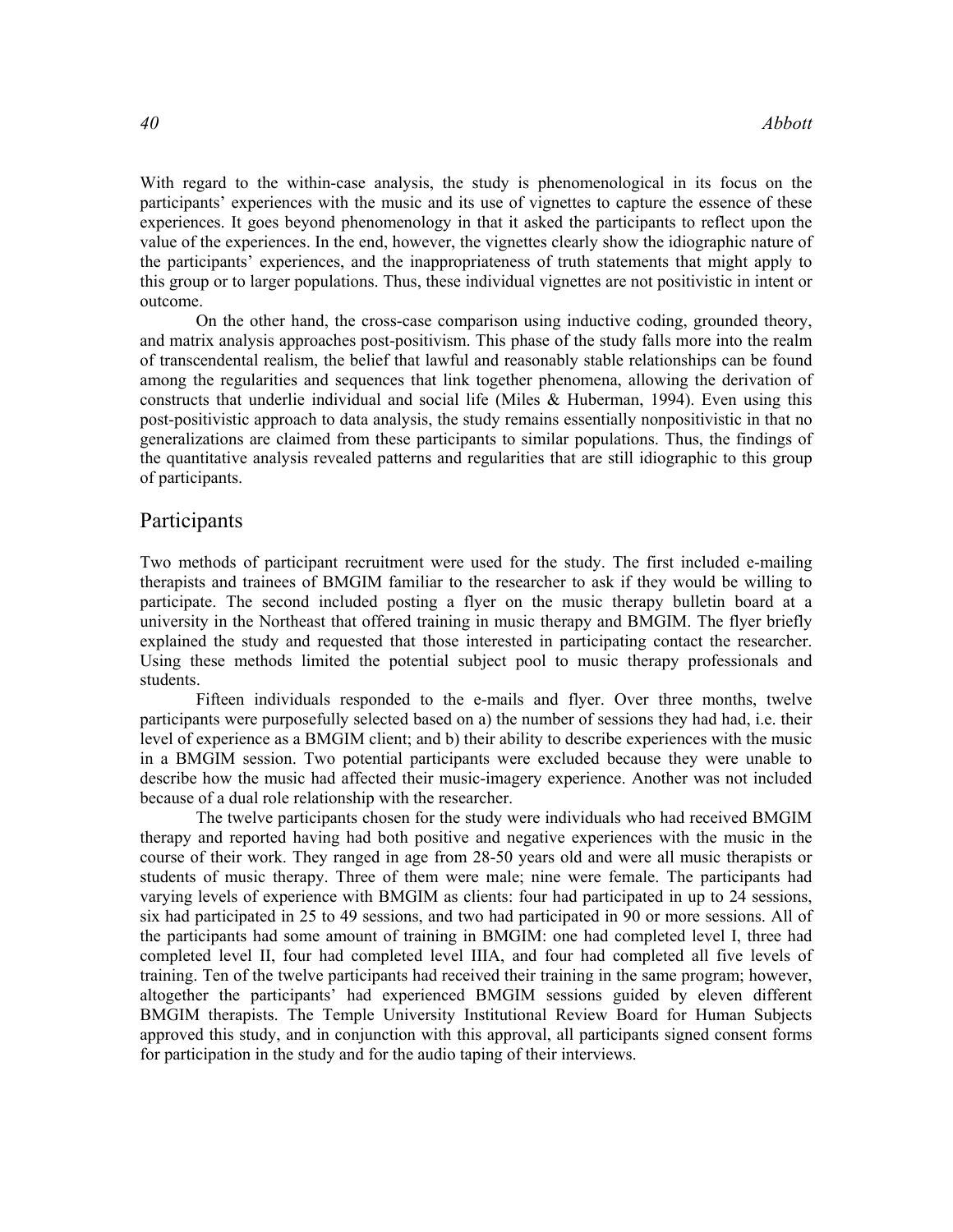With regard to the within-case analysis, the study is phenomenological in its focus on the participants' experiences with the music and its use of vignettes to capture the essence of these experiences. It goes beyond phenomenology in that it asked the participants to reflect upon the value of the experiences. In the end, however, the vignettes clearly show the idiographic nature of the participants' experiences, and the inappropriateness of truth statements that might apply to this group or to larger populations. Thus, these individual vignettes are not positivistic in intent or outcome.

On the other hand, the cross-case comparison using inductive coding, grounded theory, and matrix analysis approaches post-positivism. This phase of the study falls more into the realm of transcendental realism, the belief that lawful and reasonably stable relationships can be found among the regularities and sequences that link together phenomena, allowing the derivation of constructs that underlie individual and social life (Miles & Huberman, 1994). Even using this post-positivistic approach to data analysis, the study remains essentially nonpositivistic in that no generalizations are claimed from these participants to similar populations. Thus, the findings of the quantitative analysis revealed patterns and regularities that are still idiographic to this group of participants.

## Participants

Two methods of participant recruitment were used for the study. The first included e-mailing therapists and trainees of BMGIM familiar to the researcher to ask if they would be willing to participate. The second included posting a flyer on the music therapy bulletin board at a university in the Northeast that offered training in music therapy and BMGIM. The flyer briefly explained the study and requested that those interested in participating contact the researcher. Using these methods limited the potential subject pool to music therapy professionals and students.

Fifteen individuals responded to the e-mails and flyer. Over three months, twelve participants were purposefully selected based on a) the number of sessions they had had, i.e. their level of experience as a BMGIM client; and b) their ability to describe experiences with the music in a BMGIM session. Two potential participants were excluded because they were unable to describe how the music had affected their music-imagery experience. Another was not included because of a dual role relationship with the researcher.

The twelve participants chosen for the study were individuals who had received BMGIM therapy and reported having had both positive and negative experiences with the music in the course of their work. They ranged in age from 28-50 years old and were all music therapists or students of music therapy. Three of them were male; nine were female. The participants had varying levels of experience with BMGIM as clients: four had participated in up to 24 sessions, six had participated in 25 to 49 sessions, and two had participated in 90 or more sessions. All of the participants had some amount of training in BMGIM: one had completed level I, three had completed level II, four had completed level IIIA, and four had completed all five levels of training. Ten of the twelve participants had received their training in the same program; however, altogether the participants' had experienced BMGIM sessions guided by eleven different BMGIM therapists. The Temple University Institutional Review Board for Human Subjects approved this study, and in conjunction with this approval, all participants signed consent forms for participation in the study and for the audio taping of their interviews.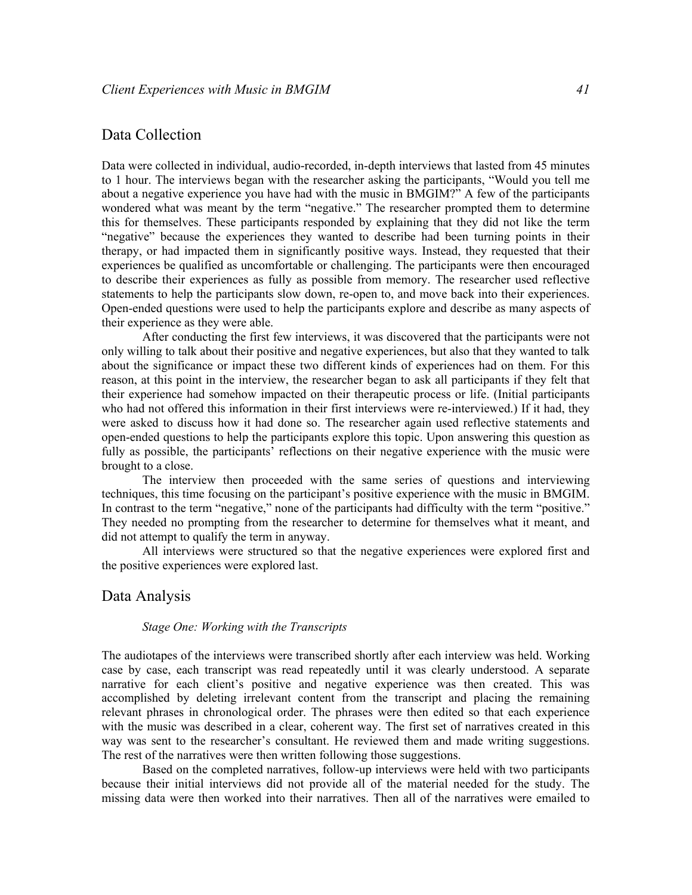## Data Collection

Data were collected in individual, audio-recorded, in-depth interviews that lasted from 45 minutes to 1 hour. The interviews began with the researcher asking the participants, "Would you tell me about a negative experience you have had with the music in BMGIM?" A few of the participants wondered what was meant by the term "negative." The researcher prompted them to determine this for themselves. These participants responded by explaining that they did not like the term "negative" because the experiences they wanted to describe had been turning points in their therapy, or had impacted them in significantly positive ways. Instead, they requested that their experiences be qualified as uncomfortable or challenging. The participants were then encouraged to describe their experiences as fully as possible from memory. The researcher used reflective statements to help the participants slow down, re-open to, and move back into their experiences. Open-ended questions were used to help the participants explore and describe as many aspects of their experience as they were able.

After conducting the first few interviews, it was discovered that the participants were not only willing to talk about their positive and negative experiences, but also that they wanted to talk about the significance or impact these two different kinds of experiences had on them. For this reason, at this point in the interview, the researcher began to ask all participants if they felt that their experience had somehow impacted on their therapeutic process or life. (Initial participants who had not offered this information in their first interviews were re-interviewed.) If it had, they were asked to discuss how it had done so. The researcher again used reflective statements and open-ended questions to help the participants explore this topic. Upon answering this question as fully as possible, the participants' reflections on their negative experience with the music were brought to a close.

The interview then proceeded with the same series of questions and interviewing techniques, this time focusing on the participant's positive experience with the music in BMGIM. In contrast to the term "negative," none of the participants had difficulty with the term "positive." They needed no prompting from the researcher to determine for themselves what it meant, and did not attempt to qualify the term in anyway.

All interviews were structured so that the negative experiences were explored first and the positive experiences were explored last.

## Data Analysis

### *Stage One: Working with the Transcripts*

The audiotapes of the interviews were transcribed shortly after each interview was held. Working case by case, each transcript was read repeatedly until it was clearly understood. A separate narrative for each client's positive and negative experience was then created. This was accomplished by deleting irrelevant content from the transcript and placing the remaining relevant phrases in chronological order. The phrases were then edited so that each experience with the music was described in a clear, coherent way. The first set of narratives created in this way was sent to the researcher's consultant. He reviewed them and made writing suggestions. The rest of the narratives were then written following those suggestions.

Based on the completed narratives, follow-up interviews were held with two participants because their initial interviews did not provide all of the material needed for the study. The missing data were then worked into their narratives. Then all of the narratives were emailed to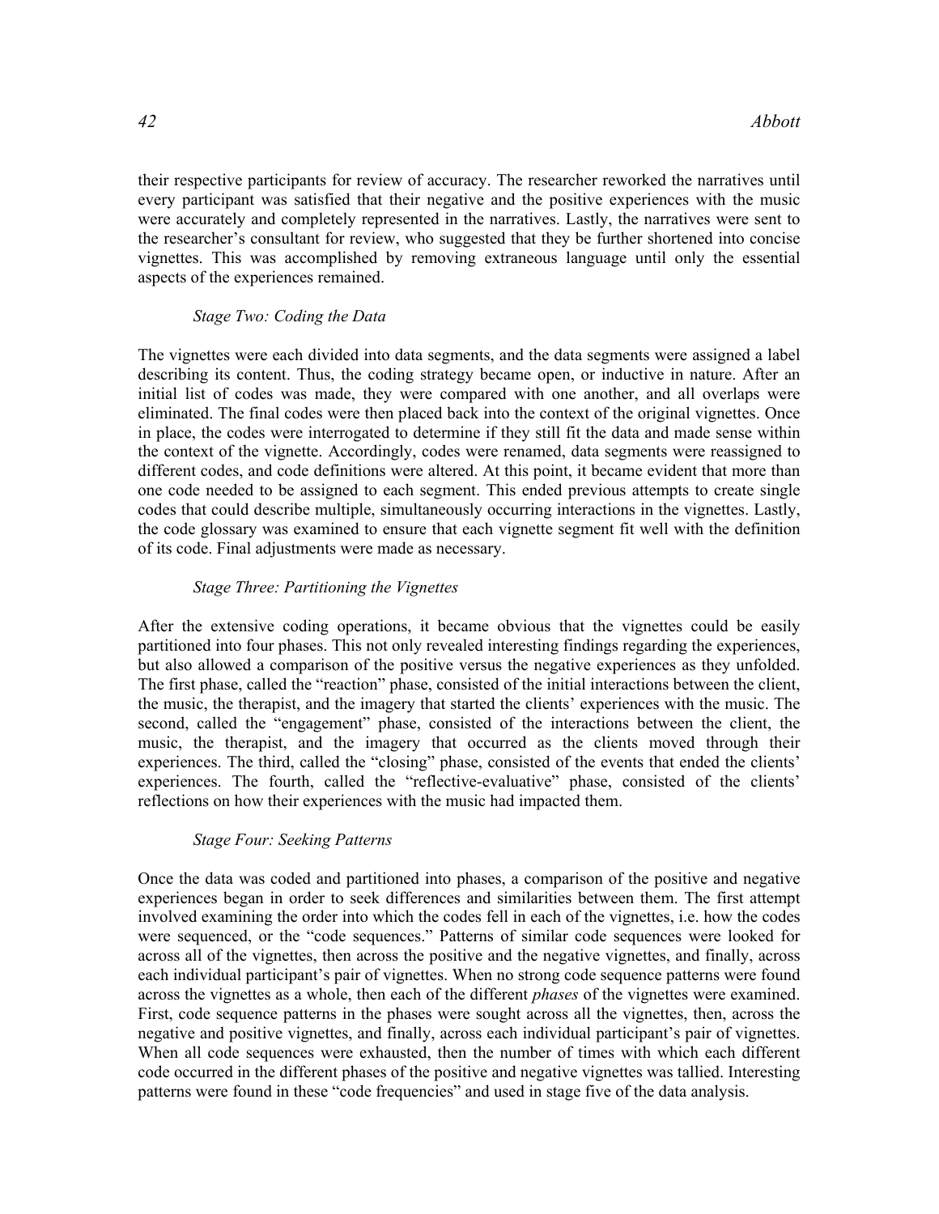their respective participants for review of accuracy. The researcher reworked the narratives until every participant was satisfied that their negative and the positive experiences with the music were accurately and completely represented in the narratives. Lastly, the narratives were sent to the researcher's consultant for review, who suggested that they be further shortened into concise vignettes. This was accomplished by removing extraneous language until only the essential aspects of the experiences remained.

*Stage Two: Coding the Data*

The vignettes were each divided into data segments, and the data segments were assigned a label describing its content. Thus, the coding strategy became open, or inductive in nature. After an initial list of codes was made, they were compared with one another, and all overlaps were eliminated. The final codes were then placed back into the context of the original vignettes. Once in place, the codes were interrogated to determine if they still fit the data and made sense within the context of the vignette. Accordingly, codes were renamed, data segments were reassigned to different codes, and code definitions were altered. At this point, it became evident that more than one code needed to be assigned to each segment. This ended previous attempts to create single codes that could describe multiple, simultaneously occurring interactions in the vignettes. Lastly, the code glossary was examined to ensure that each vignette segment fit well with the definition of its code. Final adjustments were made as necessary.

*Stage Three: Partitioning the Vignettes*

After the extensive coding operations, it became obvious that the vignettes could be easily partitioned into four phases. This not only revealed interesting findings regarding the experiences, but also allowed a comparison of the positive versus the negative experiences as they unfolded. The first phase, called the "reaction" phase, consisted of the initial interactions between the client, the music, the therapist, and the imagery that started the clients' experiences with the music. The second, called the "engagement" phase, consisted of the interactions between the client, the music, the therapist, and the imagery that occurred as the clients moved through their experiences. The third, called the "closing" phase, consisted of the events that ended the clients' experiences. The fourth, called the "reflective-evaluative" phase, consisted of the clients' reflections on how their experiences with the music had impacted them.

*Stage Four: Seeking Patterns*

Once the data was coded and partitioned into phases, a comparison of the positive and negative experiences began in order to seek differences and similarities between them. The first attempt involved examining the order into which the codes fell in each of the vignettes, i.e. how the codes were sequenced, or the "code sequences." Patterns of similar code sequences were looked for across all of the vignettes, then across the positive and the negative vignettes, and finally, across each individual participant's pair of vignettes. When no strong code sequence patterns were found across the vignettes as a whole, then each of the different *phases* of the vignettes were examined. First, code sequence patterns in the phases were sought across all the vignettes, then, across the negative and positive vignettes, and finally, across each individual participant's pair of vignettes. When all code sequences were exhausted, then the number of times with which each different code occurred in the different phases of the positive and negative vignettes was tallied. Interesting patterns were found in these "code frequencies" and used in stage five of the data analysis.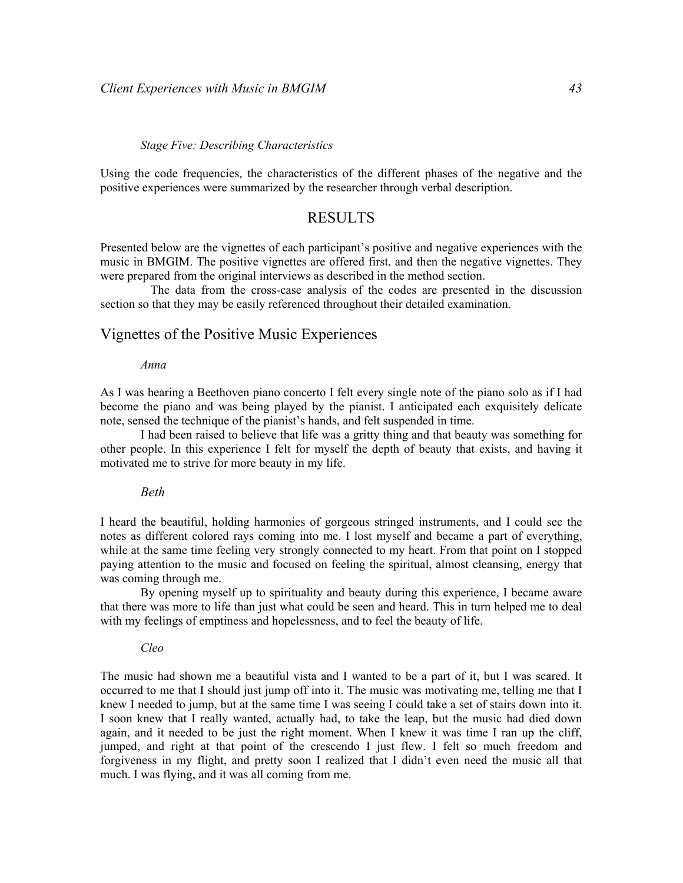#### *Stage Five: Describing Characteristics*

Using the code frequencies, the characteristics of the different phases of the negative and the positive experiences were summarized by the researcher through verbal description.

## RESULTS

Presented below are the vignettes of each participant's positive and negative experiences with the music in BMGIM. The positive vignettes are offered first, and then the negative vignettes. They were prepared from the original interviews as described in the method section.

The data from the cross-case analysis of the codes are presented in the discussion section so that they may be easily referenced throughout their detailed examination.

### Vignettes of the Positive Music Experiences

#### *Anna*

As I was hearing a Beethoven piano concerto I felt every single note of the piano solo as if I had become the piano and was being played by the pianist. I anticipated each exquisitely delicate note, sensed the technique of the pianist's hands, and felt suspended in time.

I had been raised to believe that life was a gritty thing and that beauty was something for other people. In this experience I felt for myself the depth of beauty that exists, and having it motivated me to strive for more beauty in my life.

#### *Beth*

I heard the beautiful, holding harmonies of gorgeous stringed instruments, and I could see the notes as different colored rays coming into me. I lost myself and became a part of everything, while at the same time feeling very strongly connected to my heart. From that point on I stopped paying attention to the music and focused on feeling the spiritual, almost cleansing, energy that was coming through me.

By opening myself up to spirituality and beauty during this experience, I became aware that there was more to life than just what could be seen and heard. This in turn helped me to deal with my feelings of emptiness and hopelessness, and to feel the beauty of life.

#### *Cleo*

The music had shown me a beautiful vista and I wanted to be a part of it, but I was scared. It occurred to me that I should just jump off into it. The music was motivating me, telling me that I knew I needed to jump, but at the same time I was seeing I could take a set of stairs down into it. I soon knew that I really wanted, actually had, to take the leap, but the music had died down again, and it needed to be just the right moment. When I knew it was time I ran up the cliff, jumped, and right at that point of the crescendo I just flew. I felt so much freedom and forgiveness in my flight, and pretty soon I realized that I didn't even need the music all that much. I was flying, and it was all coming from me.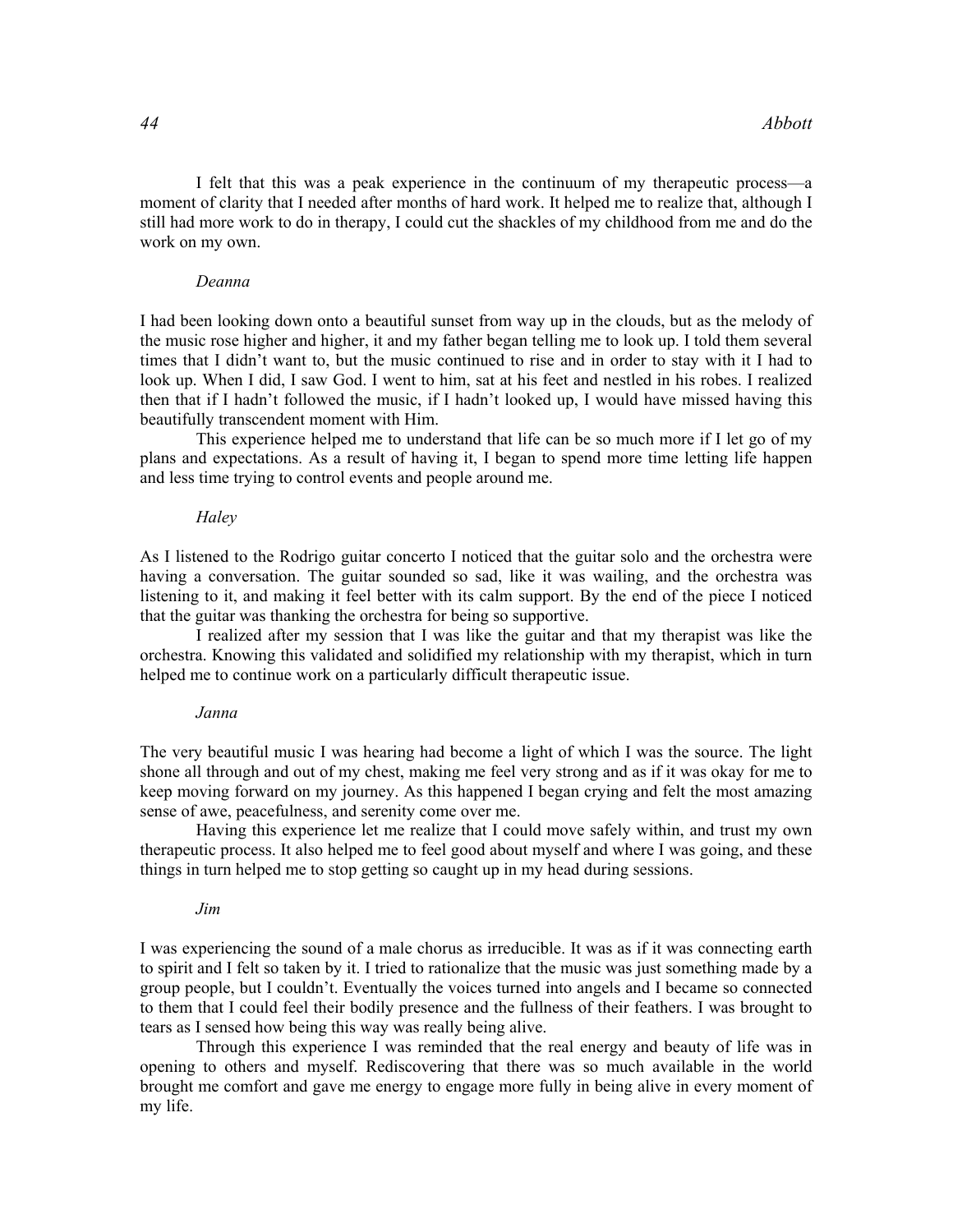I felt that this was a peak experience in the continuum of my therapeutic process—a moment of clarity that I needed after months of hard work. It helped me to realize that, although I still had more work to do in therapy, I could cut the shackles of my childhood from me and do the work on my own.

*Deanna*

I had been looking down onto a beautiful sunset from way up in the clouds, but as the melody of the music rose higher and higher, it and my father began telling me to look up. I told them several times that I didn't want to, but the music continued to rise and in order to stay with it I had to look up. When I did, I saw God. I went to him, sat at his feet and nestled in his robes. I realized then that if I hadn't followed the music, if I hadn't looked up, I would have missed having this beautifully transcendent moment with Him.

This experience helped me to understand that life can be so much more if I let go of my plans and expectations. As a result of having it, I began to spend more time letting life happen and less time trying to control events and people around me.

*Haley*

As I listened to the Rodrigo guitar concerto I noticed that the guitar solo and the orchestra were having a conversation. The guitar sounded so sad, like it was wailing, and the orchestra was listening to it, and making it feel better with its calm support. By the end of the piece I noticed that the guitar was thanking the orchestra for being so supportive.

I realized after my session that I was like the guitar and that my therapist was like the orchestra. Knowing this validated and solidified my relationship with my therapist, which in turn helped me to continue work on a particularly difficult therapeutic issue.

*Janna*

The very beautiful music I was hearing had become a light of which I was the source. The light shone all through and out of my chest, making me feel very strong and as if it was okay for me to keep moving forward on my journey. As this happened I began crying and felt the most amazing sense of awe, peacefulness, and serenity come over me.

Having this experience let me realize that I could move safely within, and trust my own therapeutic process. It also helped me to feel good about myself and where I was going, and these things in turn helped me to stop getting so caught up in my head during sessions.

*Jim*

I was experiencing the sound of a male chorus as irreducible. It was as if it was connecting earth to spirit and I felt so taken by it. I tried to rationalize that the music was just something made by a group people, but I couldn't. Eventually the voices turned into angels and I became so connected to them that I could feel their bodily presence and the fullness of their feathers. I was brought to tears as I sensed how being this way was really being alive.

Through this experience I was reminded that the real energy and beauty of life was in opening to others and myself. Rediscovering that there was so much available in the world brought me comfort and gave me energy to engage more fully in being alive in every moment of my life.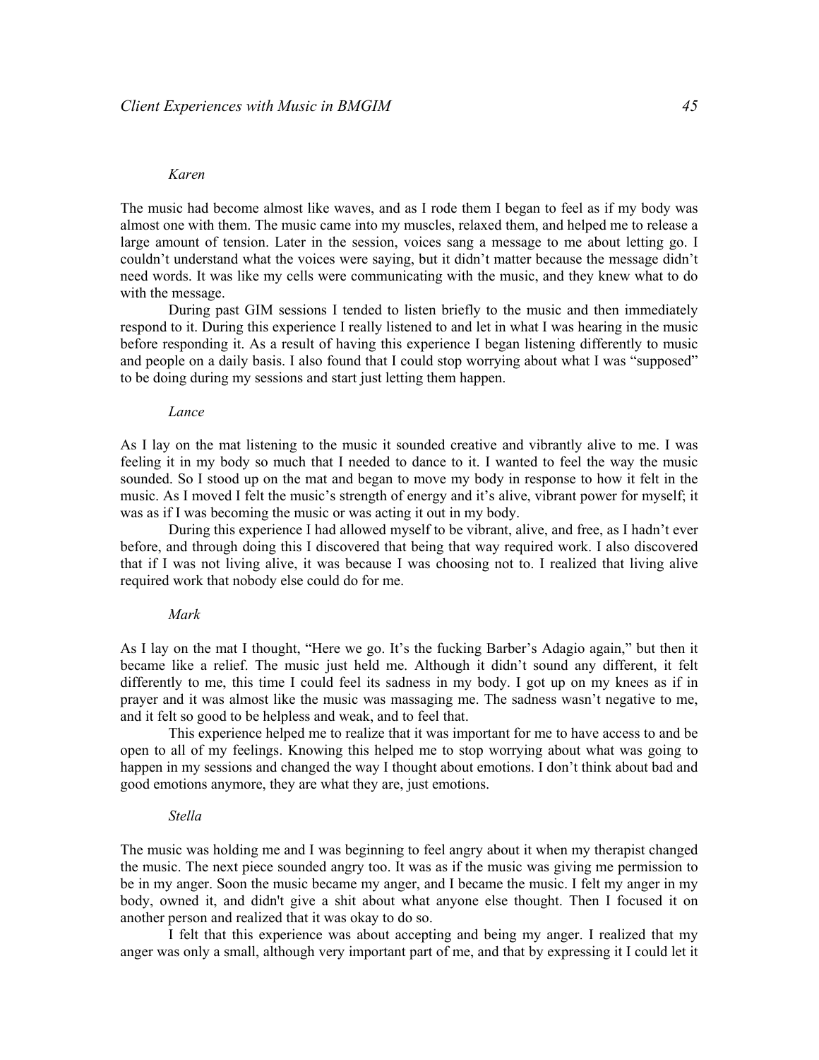*Karen*

The music had become almost like waves, and as I rode them I began to feel as if my body was almost one with them. The music came into my muscles, relaxed them, and helped me to release a large amount of tension. Later in the session, voices sang a message to me about letting go. I couldn't understand what the voices were saying, but it didn't matter because the message didn't need words. It was like my cells were communicating with the music, and they knew what to do with the message.

During past GIM sessions I tended to listen briefly to the music and then immediately respond to it. During this experience I really listened to and let in what I was hearing in the music before responding it. As a result of having this experience I began listening differently to music and people on a daily basis. I also found that I could stop worrying about what I was "supposed" to be doing during my sessions and start just letting them happen.

*Lance*

As I lay on the mat listening to the music it sounded creative and vibrantly alive to me. I was feeling it in my body so much that I needed to dance to it. I wanted to feel the way the music sounded. So I stood up on the mat and began to move my body in response to how it felt in the music. As I moved I felt the music's strength of energy and it's alive, vibrant power for myself; it was as if I was becoming the music or was acting it out in my body.

During this experience I had allowed myself to be vibrant, alive, and free, as I hadn't ever before, and through doing this I discovered that being that way required work. I also discovered that if I was not living alive, it was because I was choosing not to. I realized that living alive required work that nobody else could do for me.

*Mark*

As I lay on the mat I thought, "Here we go. It's the fucking Barber's Adagio again," but then it became like a relief. The music just held me. Although it didn't sound any different, it felt differently to me, this time I could feel its sadness in my body. I got up on my knees as if in prayer and it was almost like the music was massaging me. The sadness wasn't negative to me, and it felt so good to be helpless and weak, and to feel that.

This experience helped me to realize that it was important for me to have access to and be open to all of my feelings. Knowing this helped me to stop worrying about what was going to happen in my sessions and changed the way I thought about emotions. I don't think about bad and good emotions anymore, they are what they are, just emotions.

*Stella*

The music was holding me and I was beginning to feel angry about it when my therapist changed the music. The next piece sounded angry too. It was as if the music was giving me permission to be in my anger. Soon the music became my anger, and I became the music. I felt my anger in my body, owned it, and didn't give a shit about what anyone else thought. Then I focused it on another person and realized that it was okay to do so.

I felt that this experience was about accepting and being my anger. I realized that my anger was only a small, although very important part of me, and that by expressing it I could let it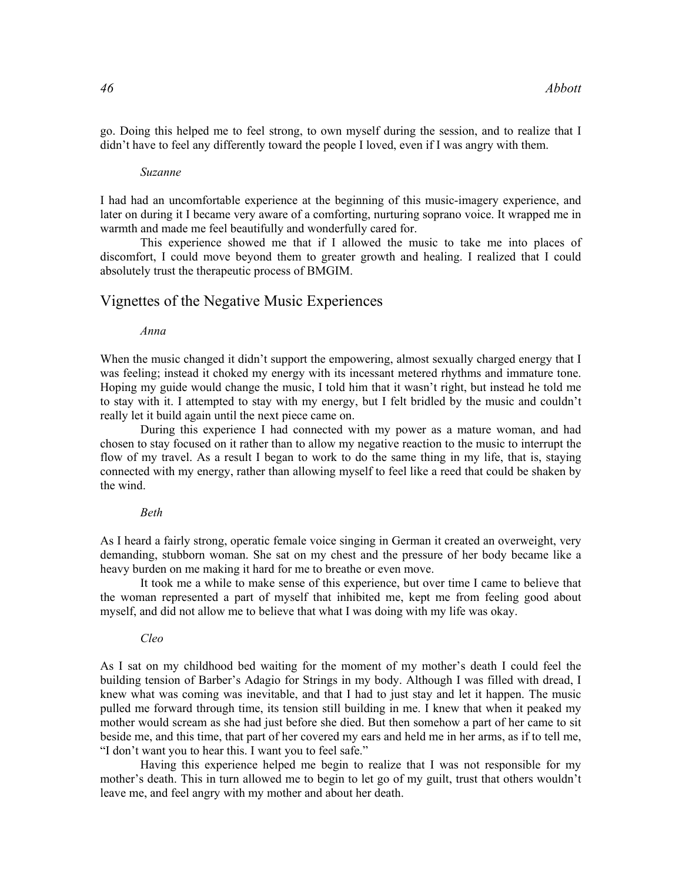go. Doing this helped me to feel strong, to own myself during the session, and to realize that I didn't have to feel any differently toward the people I loved, even if I was angry with them.

*Suzanne*

I had had an uncomfortable experience at the beginning of this music-imagery experience, and later on during it I became very aware of a comforting, nurturing soprano voice. It wrapped me in warmth and made me feel beautifully and wonderfully cared for.

This experience showed me that if I allowed the music to take me into places of discomfort, I could move beyond them to greater growth and healing. I realized that I could absolutely trust the therapeutic process of BMGIM.

## Vignettes of the Negative Music Experiences

*Anna*

When the music changed it didn't support the empowering, almost sexually charged energy that I was feeling; instead it choked my energy with its incessant metered rhythms and immature tone. Hoping my guide would change the music, I told him that it wasn't right, but instead he told me to stay with it. I attempted to stay with my energy, but I felt bridled by the music and couldn't really let it build again until the next piece came on.

During this experience I had connected with my power as a mature woman, and had chosen to stay focused on it rather than to allow my negative reaction to the music to interrupt the flow of my travel. As a result I began to work to do the same thing in my life, that is, staying connected with my energy, rather than allowing myself to feel like a reed that could be shaken by the wind.

*Beth*

As I heard a fairly strong, operatic female voice singing in German it created an overweight, very demanding, stubborn woman. She sat on my chest and the pressure of her body became like a heavy burden on me making it hard for me to breathe or even move.

It took me a while to make sense of this experience, but over time I came to believe that the woman represented a part of myself that inhibited me, kept me from feeling good about myself, and did not allow me to believe that what I was doing with my life was okay.

*Cleo*

As I sat on my childhood bed waiting for the moment of my mother's death I could feel the building tension of Barber's Adagio for Strings in my body. Although I was filled with dread, I knew what was coming was inevitable, and that I had to just stay and let it happen. The music pulled me forward through time, its tension still building in me. I knew that when it peaked my mother would scream as she had just before she died. But then somehow a part of her came to sit beside me, and this time, that part of her covered my ears and held me in her arms, as if to tell me, "I don't want you to hear this. I want you to feel safe."

Having this experience helped me begin to realize that I was not responsible for my mother's death. This in turn allowed me to begin to let go of my guilt, trust that others wouldn't leave me, and feel angry with my mother and about her death.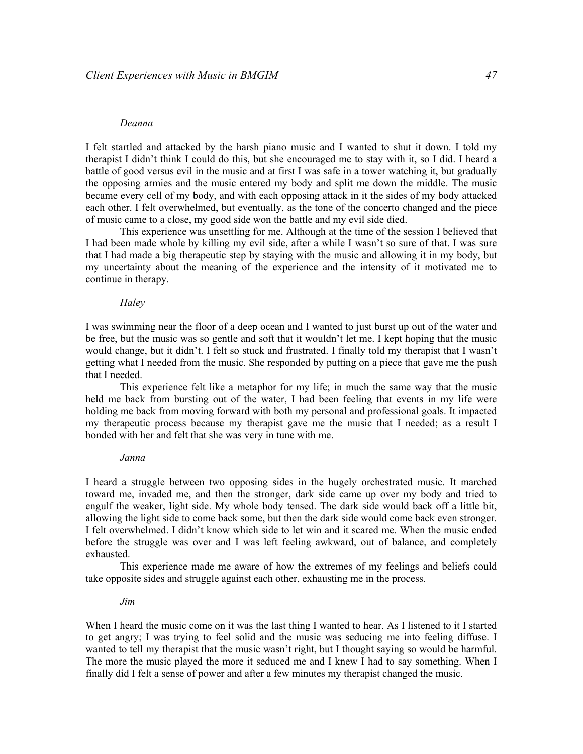*Deanna*

I felt startled and attacked by the harsh piano music and I wanted to shut it down. I told my therapist I didn't think I could do this, but she encouraged me to stay with it, so I did. I heard a battle of good versus evil in the music and at first I was safe in a tower watching it, but gradually the opposing armies and the music entered my body and split me down the middle. The music became every cell of my body, and with each opposing attack in it the sides of my body attacked each other. I felt overwhelmed, but eventually, as the tone of the concerto changed and the piece of music came to a close, my good side won the battle and my evil side died.

This experience was unsettling for me. Although at the time of the session I believed that I had been made whole by killing my evil side, after a while I wasn't so sure of that. I was sure that I had made a big therapeutic step by staying with the music and allowing it in my body, but my uncertainty about the meaning of the experience and the intensity of it motivated me to continue in therapy.

*Haley*

I was swimming near the floor of a deep ocean and I wanted to just burst up out of the water and be free, but the music was so gentle and soft that it wouldn't let me. I kept hoping that the music would change, but it didn't. I felt so stuck and frustrated. I finally told my therapist that I wasn't getting what I needed from the music. She responded by putting on a piece that gave me the push that I needed.

This experience felt like a metaphor for my life; in much the same way that the music held me back from bursting out of the water, I had been feeling that events in my life were holding me back from moving forward with both my personal and professional goals. It impacted my therapeutic process because my therapist gave me the music that I needed; as a result I bonded with her and felt that she was very in tune with me.

*Janna*

I heard a struggle between two opposing sides in the hugely orchestrated music. It marched toward me, invaded me, and then the stronger, dark side came up over my body and tried to engulf the weaker, light side. My whole body tensed. The dark side would back off a little bit, allowing the light side to come back some, but then the dark side would come back even stronger. I felt overwhelmed. I didn't know which side to let win and it scared me. When the music ended before the struggle was over and I was left feeling awkward, out of balance, and completely exhausted.

This experience made me aware of how the extremes of my feelings and beliefs could take opposite sides and struggle against each other, exhausting me in the process.

*Jim*

When I heard the music come on it was the last thing I wanted to hear. As I listened to it I started to get angry; I was trying to feel solid and the music was seducing me into feeling diffuse. I wanted to tell my therapist that the music wasn't right, but I thought saying so would be harmful. The more the music played the more it seduced me and I knew I had to say something. When I finally did I felt a sense of power and after a few minutes my therapist changed the music.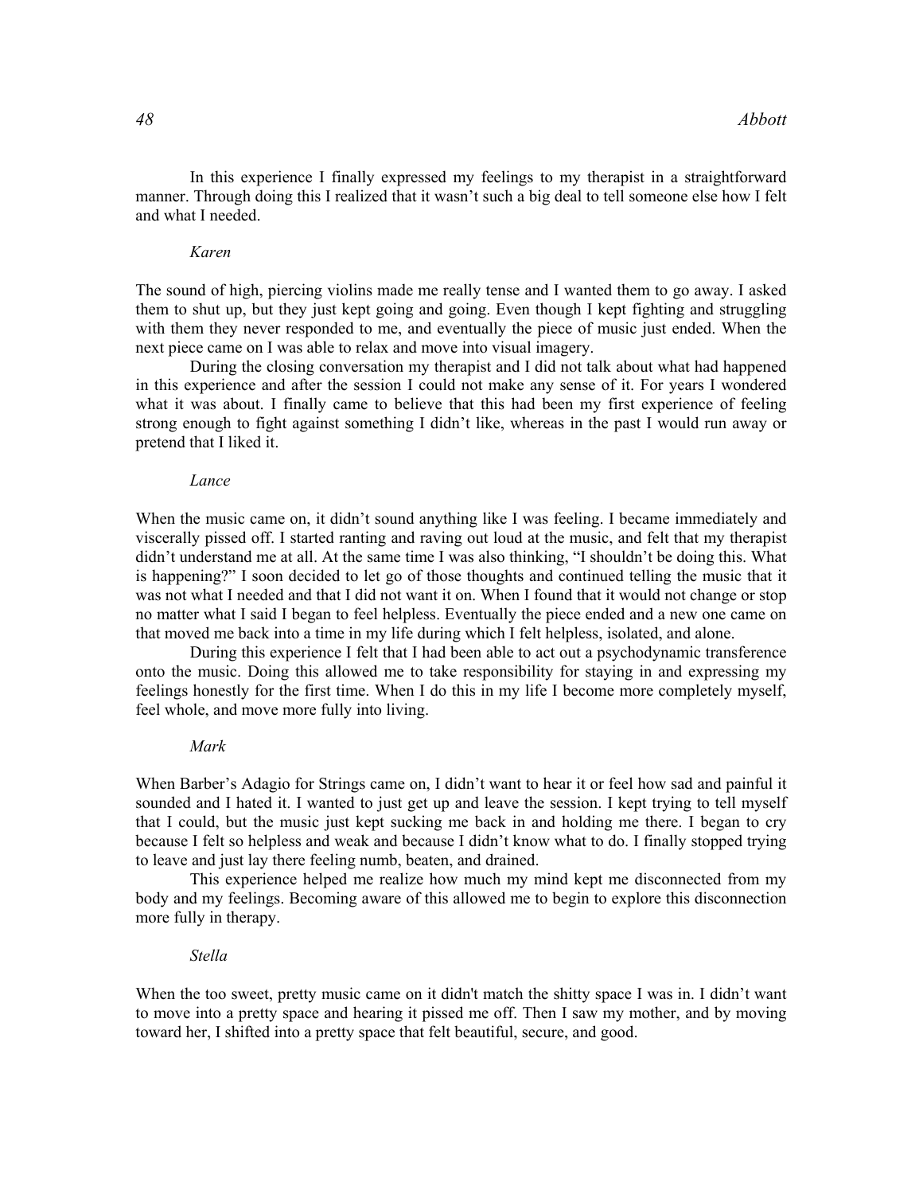In this experience I finally expressed my feelings to my therapist in a straightforward manner. Through doing this I realized that it wasn't such a big deal to tell someone else how I felt and what I needed.

*Karen*

The sound of high, piercing violins made me really tense and I wanted them to go away. I asked them to shut up, but they just kept going and going. Even though I kept fighting and struggling with them they never responded to me, and eventually the piece of music just ended. When the next piece came on I was able to relax and move into visual imagery.

During the closing conversation my therapist and I did not talk about what had happened in this experience and after the session I could not make any sense of it. For years I wondered what it was about. I finally came to believe that this had been my first experience of feeling strong enough to fight against something I didn't like, whereas in the past I would run away or pretend that I liked it.

*Lance*

When the music came on, it didn't sound anything like I was feeling. I became immediately and viscerally pissed off. I started ranting and raving out loud at the music, and felt that my therapist didn't understand me at all. At the same time I was also thinking, "I shouldn't be doing this. What is happening?" I soon decided to let go of those thoughts and continued telling the music that it was not what I needed and that I did not want it on. When I found that it would not change or stop no matter what I said I began to feel helpless. Eventually the piece ended and a new one came on that moved me back into a time in my life during which I felt helpless, isolated, and alone.

During this experience I felt that I had been able to act out a psychodynamic transference onto the music. Doing this allowed me to take responsibility for staying in and expressing my feelings honestly for the first time. When I do this in my life I become more completely myself, feel whole, and move more fully into living.

*Mark*

When Barber's Adagio for Strings came on, I didn't want to hear it or feel how sad and painful it sounded and I hated it. I wanted to just get up and leave the session. I kept trying to tell myself that I could, but the music just kept sucking me back in and holding me there. I began to cry because I felt so helpless and weak and because I didn't know what to do. I finally stopped trying to leave and just lay there feeling numb, beaten, and drained.

This experience helped me realize how much my mind kept me disconnected from my body and my feelings. Becoming aware of this allowed me to begin to explore this disconnection more fully in therapy.

*Stella*

When the too sweet, pretty music came on it didn't match the shitty space I was in. I didn't want to move into a pretty space and hearing it pissed me off. Then I saw my mother, and by moving toward her, I shifted into a pretty space that felt beautiful, secure, and good.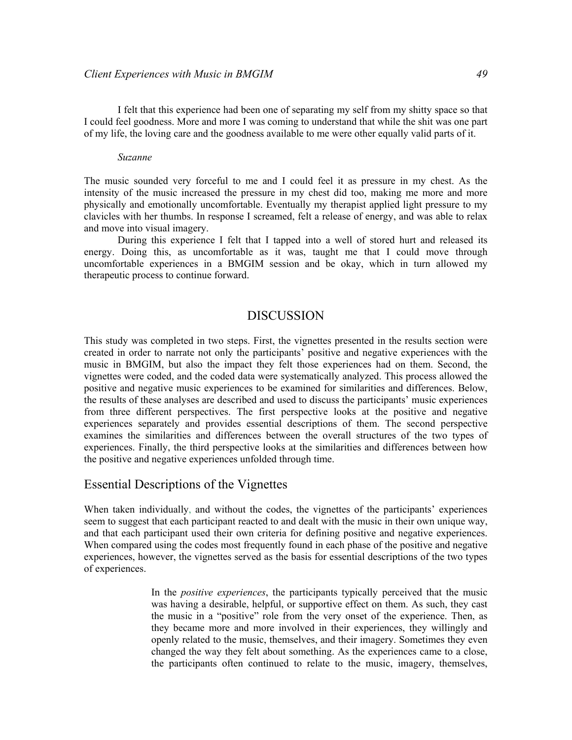I felt that this experience had been one of separating my self from my shitty space so that I could feel goodness. More and more I was coming to understand that while the shit was one part of my life, the loving care and the goodness available to me were other equally valid parts of it.

*Suzanne*

The music sounded very forceful to me and I could feel it as pressure in my chest. As the intensity of the music increased the pressure in my chest did too, making me more and more physically and emotionally uncomfortable. Eventually my therapist applied light pressure to my clavicles with her thumbs. In response I screamed, felt a release of energy, and was able to relax and move into visual imagery.

During this experience I felt that I tapped into a well of stored hurt and released its energy. Doing this, as uncomfortable as it was, taught me that I could move through uncomfortable experiences in a BMGIM session and be okay, which in turn allowed my therapeutic process to continue forward.

# DISCUSSION

This study was completed in two steps. First, the vignettes presented in the results section were created in order to narrate not only the participants' positive and negative experiences with the music in BMGIM, but also the impact they felt those experiences had on them. Second, the vignettes were coded, and the coded data were systematically analyzed. This process allowed the positive and negative music experiences to be examined for similarities and differences. Below, the results of these analyses are described and used to discuss the participants' music experiences from three different perspectives. The first perspective looks at the positive and negative experiences separately and provides essential descriptions of them. The second perspective examines the similarities and differences between the overall structures of the two types of experiences. Finally, the third perspective looks at the similarities and differences between how the positive and negative experiences unfolded through time.

## Essential Descriptions of the Vignettes

When taken individually, and without the codes, the vignettes of the participants' experiences seem to suggest that each participant reacted to and dealt with the music in their own unique way, and that each participant used their own criteria for defining positive and negative experiences. When compared using the codes most frequently found in each phase of the positive and negative experiences, however, the vignettes served as the basis for essential descriptions of the two types of experiences.

> In the *positive experiences*, the participants typically perceived that the music was having a desirable, helpful, or supportive effect on them. As such, they cast the music in a "positive" role from the very onset of the experience. Then, as they became more and more involved in their experiences, they willingly and openly related to the music, themselves, and their imagery. Sometimes they even changed the way they felt about something. As the experiences came to a close, the participants often continued to relate to the music, imagery, themselves,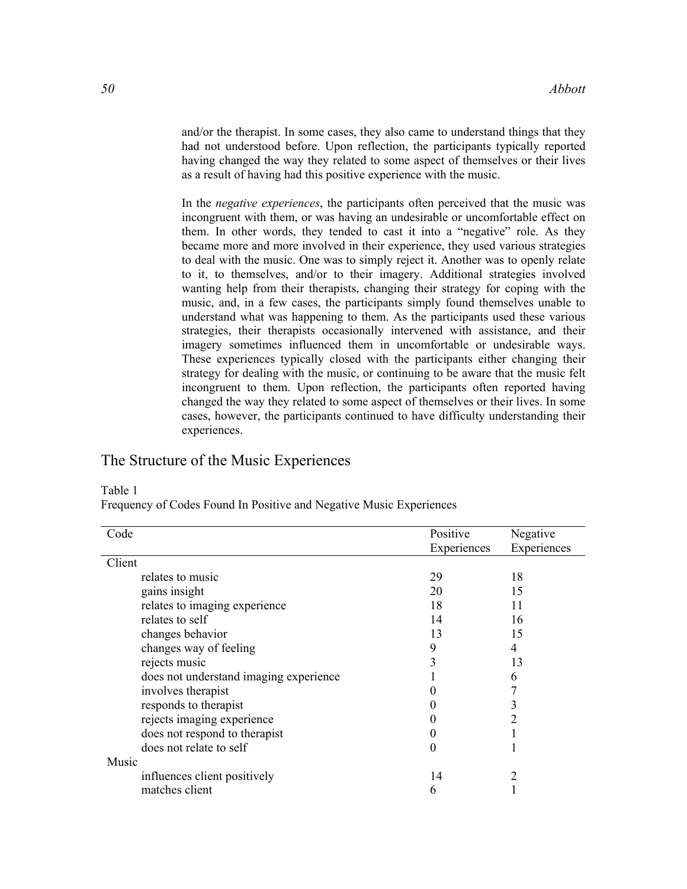and/or the therapist. In some cases, they also came to understand things that they had not understood before. Upon reflection, the participants typically reported having changed the way they related to some aspect of themselves or their lives as a result of having had this positive experience with the music.

In the *negative experiences*, the participants often perceived that the music was incongruent with them, or was having an undesirable or uncomfortable effect on them. In other words, they tended to cast it into a "negative" role. As they became more and more involved in their experience, they used various strategies to deal with the music. One was to simply reject it. Another was to openly relate to it, to themselves, and/or to their imagery. Additional strategies involved wanting help from their therapists, changing their strategy for coping with the music, and, in a few cases, the participants simply found themselves unable to understand what was happening to them. As the participants used these various strategies, their therapists occasionally intervened with assistance, and their imagery sometimes influenced them in uncomfortable or undesirable ways. These experiences typically closed with the participants either changing their strategy for dealing with the music, or continuing to be aware that the music felt incongruent to them. Upon reflection, the participants often reported having changed the way they related to some aspect of themselves or their lives. In some cases, however, the participants continued to have difficulty understanding their experiences.

## The Structure of the Music Experiences

Table 1
Frequency of Codes Found In Positive and Negative Music Experiences

| Code | Positive Experiences | Negative Experiences |
|---|---|---|
| Client | | |
| relates to music | 29 | 18 |
| gains insight | 20 | 15 |
| relates to imaging experience | 18 | 11 |
| relates to self | 14 | 16 |
| changes behavior | 13 | 15 |
| changes way of feeling | 9 | 4 |
| rejects music | 3 | 13 |
| does not understand imaging experience | 1 | 6 |
| involves therapist | 0 | 7 |
| responds to therapist | 0 | 3 |
| rejects imaging experience | 0 | 2 |
| does not respond to therapist | 0 | 1 |
| does not relate to self | 0 | 1 |
| Music | | |
| influences client positively | 14 | 2 |
| matches client | 6 | 1 |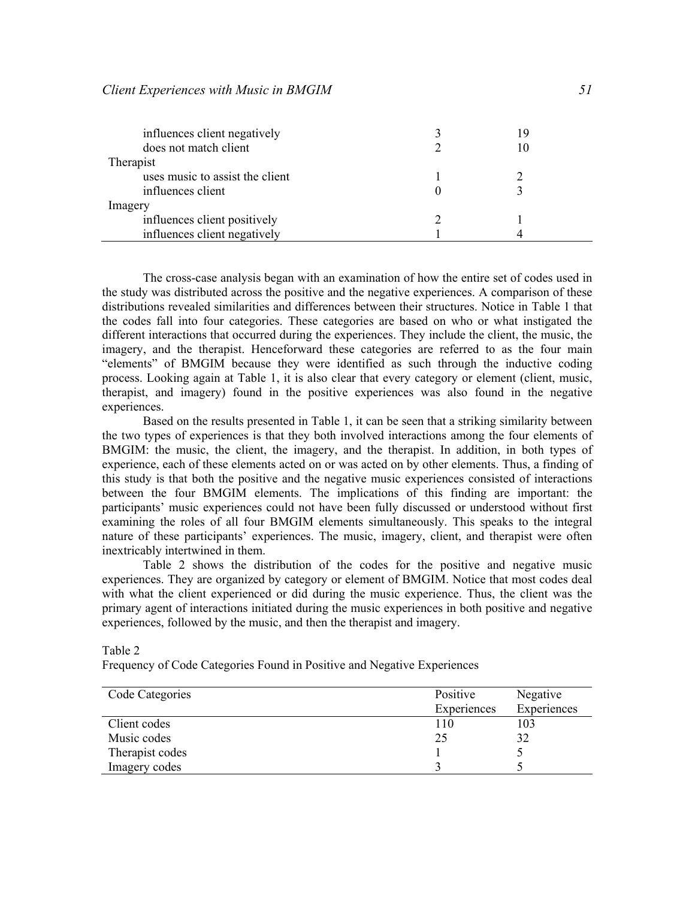| | | |
|---|---|---|
| influences client negatively | 3 | 19 |
| does not match client | 2 | 10 |
| Therapist | | |
| uses music to assist the client | 1 | 2 |
| influences client | 0 | 3 |
| Imagery | | |
| influences client positively | 2 | 1 |
| influences client negatively | 1 | 4 |

The cross-case analysis began with an examination of how the entire set of codes used in the study was distributed across the positive and the negative experiences. A comparison of these distributions revealed similarities and differences between their structures. Notice in Table 1 that the codes fall into four categories. These categories are based on who or what instigated the different interactions that occurred during the experiences. They include the client, the music, the imagery, and the therapist. Henceforward these categories are referred to as the four main "elements" of BMGIM because they were identified as such through the inductive coding process. Looking again at Table 1, it is also clear that every category or element (client, music, therapist, and imagery) found in the positive experiences was also found in the negative experiences.

Based on the results presented in Table 1, it can be seen that a striking similarity between the two types of experiences is that they both involved interactions among the four elements of BMGIM: the music, the client, the imagery, and the therapist. In addition, in both types of experience, each of these elements acted on or was acted on by other elements. Thus, a finding of this study is that both the positive and the negative music experiences consisted of interactions between the four BMGIM elements. The implications of this finding are important: the participants' music experiences could not have been fully discussed or understood without first examining the roles of all four BMGIM elements simultaneously. This speaks to the integral nature of these participants' experiences. The music, imagery, client, and therapist were often inextricably intertwined in them.

Table 2 shows the distribution of the codes for the positive and negative music experiences. They are organized by category or element of BMGIM. Notice that most codes deal with what the client experienced or did during the music experience. Thus, the client was the primary agent of interactions initiated during the music experiences in both positive and negative experiences, followed by the music, and then the therapist and imagery.

Table 2
Frequency of Code Categories Found in Positive and Negative Experiences

| Code Categories | Positive Experiences | Negative Experiences |
|---|---|---|
| Client codes | 110 | 103 |
| Music codes | 25 | 32 |
| Therapist codes | 1 | 5 |
| Imagery codes | 3 | 5 |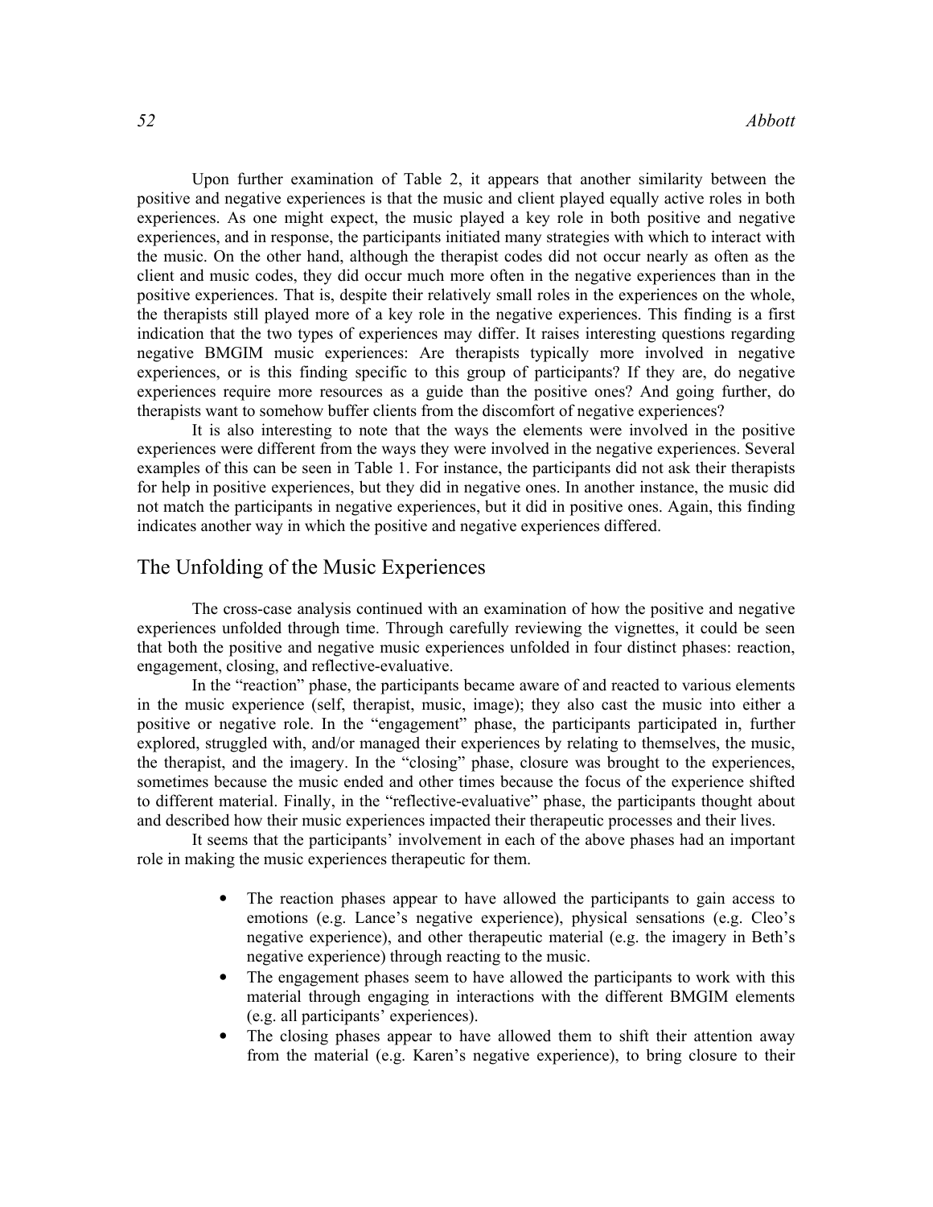Upon further examination of Table 2, it appears that another similarity between the positive and negative experiences is that the music and client played equally active roles in both experiences. As one might expect, the music played a key role in both positive and negative experiences, and in response, the participants initiated many strategies with which to interact with the music. On the other hand, although the therapist codes did not occur nearly as often as the client and music codes, they did occur much more often in the negative experiences than in the positive experiences. That is, despite their relatively small roles in the experiences on the whole, the therapists still played more of a key role in the negative experiences. This finding is a first indication that the two types of experiences may differ. It raises interesting questions regarding negative BMGIM music experiences: Are therapists typically more involved in negative experiences, or is this finding specific to this group of participants? If they are, do negative experiences require more resources as a guide than the positive ones? And going further, do therapists want to somehow buffer clients from the discomfort of negative experiences?

It is also interesting to note that the ways the elements were involved in the positive experiences were different from the ways they were involved in the negative experiences. Several examples of this can be seen in Table 1. For instance, the participants did not ask their therapists for help in positive experiences, but they did in negative ones. In another instance, the music did not match the participants in negative experiences, but it did in positive ones. Again, this finding indicates another way in which the positive and negative experiences differed.

## The Unfolding of the Music Experiences

The cross-case analysis continued with an examination of how the positive and negative experiences unfolded through time. Through carefully reviewing the vignettes, it could be seen that both the positive and negative music experiences unfolded in four distinct phases: reaction, engagement, closing, and reflective-evaluative.

In the "reaction" phase, the participants became aware of and reacted to various elements in the music experience (self, therapist, music, image); they also cast the music into either a positive or negative role. In the "engagement" phase, the participants participated in, further explored, struggled with, and/or managed their experiences by relating to themselves, the music, the therapist, and the imagery. In the "closing" phase, closure was brought to the experiences, sometimes because the music ended and other times because the focus of the experience shifted to different material. Finally, in the "reflective-evaluative" phase, the participants thought about and described how their music experiences impacted their therapeutic processes and their lives.

It seems that the participants' involvement in each of the above phases had an important role in making the music experiences therapeutic for them.

- The reaction phases appear to have allowed the participants to gain access to emotions (e.g. Lance's negative experience), physical sensations (e.g. Cleo's negative experience), and other therapeutic material (e.g. the imagery in Beth's negative experience) through reacting to the music.
- The engagement phases seem to have allowed the participants to work with this material through engaging in interactions with the different BMGIM elements (e.g. all participants' experiences).
- The closing phases appear to have allowed them to shift their attention away from the material (e.g. Karen's negative experience), to bring closure to their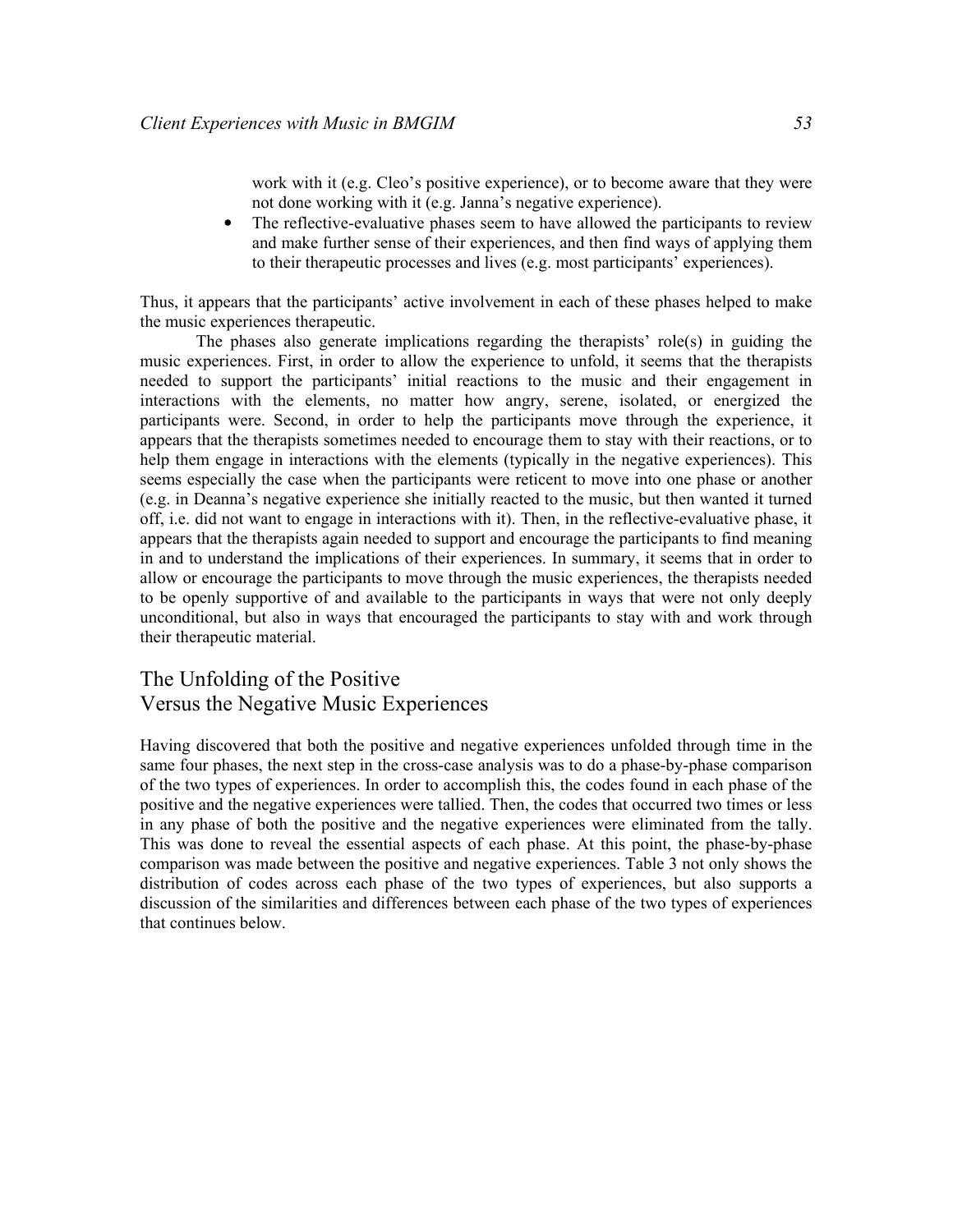work with it (e.g. Cleo's positive experience), or to become aware that they were not done working with it (e.g. Janna's negative experience).

- The reflective-evaluative phases seem to have allowed the participants to review and make further sense of their experiences, and then find ways of applying them to their therapeutic processes and lives (e.g. most participants' experiences).

Thus, it appears that the participants' active involvement in each of these phases helped to make the music experiences therapeutic.

The phases also generate implications regarding the therapists' role(s) in guiding the music experiences. First, in order to allow the experience to unfold, it seems that the therapists needed to support the participants' initial reactions to the music and their engagement in interactions with the elements, no matter how angry, serene, isolated, or energized the participants were. Second, in order to help the participants move through the experience, it appears that the therapists sometimes needed to encourage them to stay with their reactions, or to help them engage in interactions with the elements (typically in the negative experiences). This seems especially the case when the participants were reticent to move into one phase or another (e.g. in Deanna's negative experience she initially reacted to the music, but then wanted it turned off, i.e. did not want to engage in interactions with it). Then, in the reflective-evaluative phase, it appears that the therapists again needed to support and encourage the participants to find meaning in and to understand the implications of their experiences. In summary, it seems that in order to allow or encourage the participants to move through the music experiences, the therapists needed to be openly supportive of and available to the participants in ways that were not only deeply unconditional, but also in ways that encouraged the participants to stay with and work through their therapeutic material.

## The Unfolding of the Positive Versus the Negative Music Experiences

Having discovered that both the positive and negative experiences unfolded through time in the same four phases, the next step in the cross-case analysis was to do a phase-by-phase comparison of the two types of experiences. In order to accomplish this, the codes found in each phase of the positive and the negative experiences were tallied. Then, the codes that occurred two times or less in any phase of both the positive and the negative experiences were eliminated from the tally. This was done to reveal the essential aspects of each phase. At this point, the phase-by-phase comparison was made between the positive and negative experiences. Table 3 not only shows the distribution of codes across each phase of the two types of experiences, but also supports a discussion of the similarities and differences between each phase of the two types of experiences that continues below.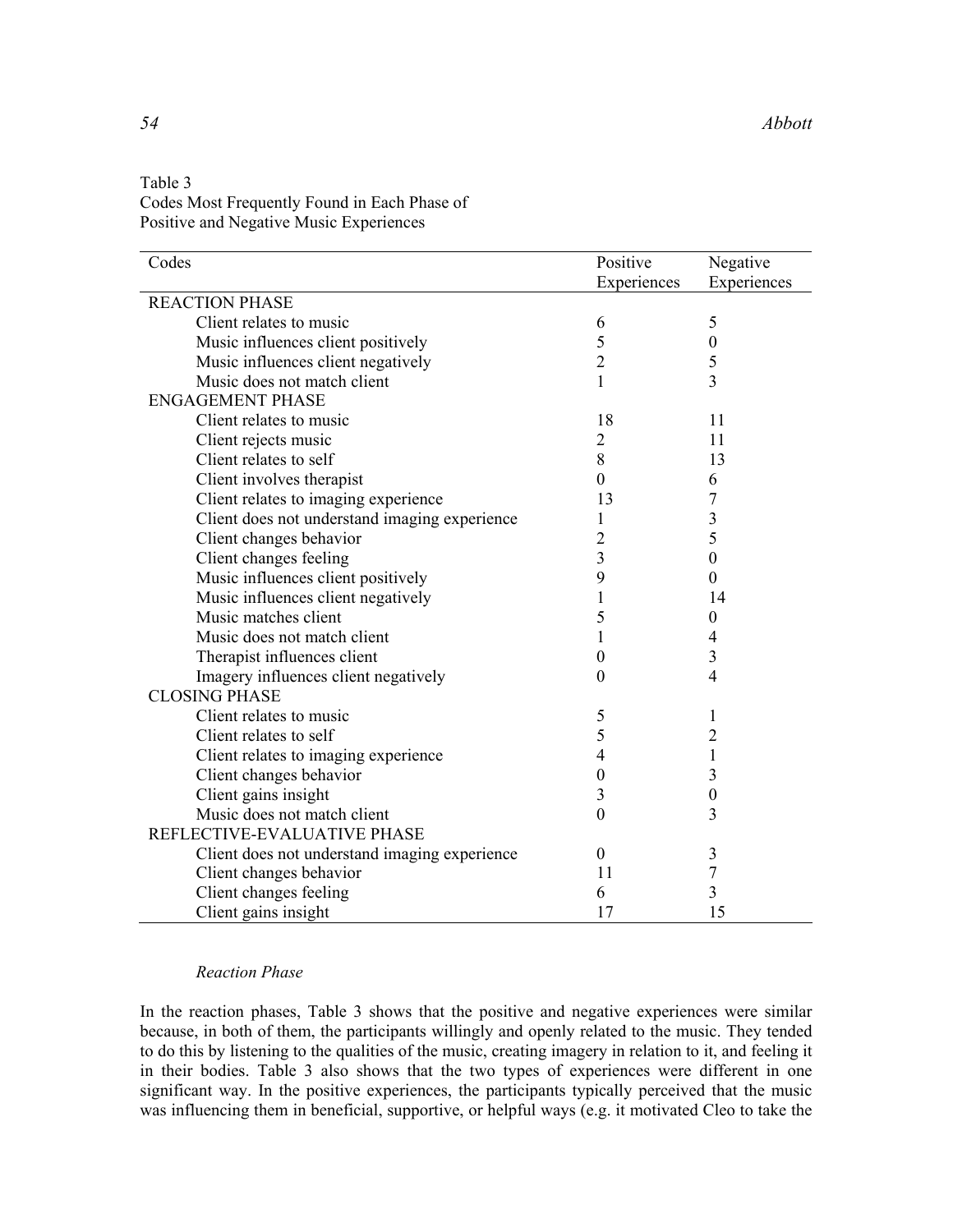Table 3
Codes Most Frequently Found in Each Phase of Positive and Negative Music Experiences

| Codes | Positive Experiences | Negative Experiences |
|---|---|---|
| REACTION PHASE | | |
| Client relates to music | 6 | 5 |
| Music influences client positively | 5 | 0 |
| Music influences client negatively | 2 | 5 |
| Music does not match client | 1 | 3 |
| ENGAGEMENT PHASE | | |
| Client relates to music | 18 | 11 |
| Client rejects music | 2 | 11 |
| Client relates to self | 8 | 13 |
| Client involves therapist | 0 | 6 |
| Client relates to imaging experience | 13 | 7 |
| Client does not understand imaging experience | 1 | 3 |
| Client changes behavior | 2 | 5 |
| Client changes feeling | 3 | 0 |
| Music influences client positively | 9 | 0 |
| Music influences client negatively | 1 | 14 |
| Music matches client | 5 | 0 |
| Music does not match client | 1 | 4 |
| Therapist influences client | 0 | 3 |
| Imagery influences client negatively | 0 | 4 |
| CLOSING PHASE | | |
| Client relates to music | 5 | 1 |
| Client relates to self | 5 | 2 |
| Client relates to imaging experience | 4 | 1 |
| Client changes behavior | 0 | 3 |
| Client gains insight | 3 | 0 |
| Music does not match client | 0 | 3 |
| REFLECTIVE-EVALUATIVE PHASE | | |
| Client does not understand imaging experience | 0 | 3 |
| Client changes behavior | 11 | 7 |
| Client changes feeling | 6 | 3 |
| Client gains insight | 17 | 15 |

### *Reaction Phase*

In the reaction phases, Table 3 shows that the positive and negative experiences were similar because, in both of them, the participants willingly and openly related to the music. They tended to do this by listening to the qualities of the music, creating imagery in relation to it, and feeling it in their bodies. Table 3 also shows that the two types of experiences were different in one significant way. In the positive experiences, the participants typically perceived that the music was influencing them in beneficial, supportive, or helpful ways (e.g. it motivated Cleo to take the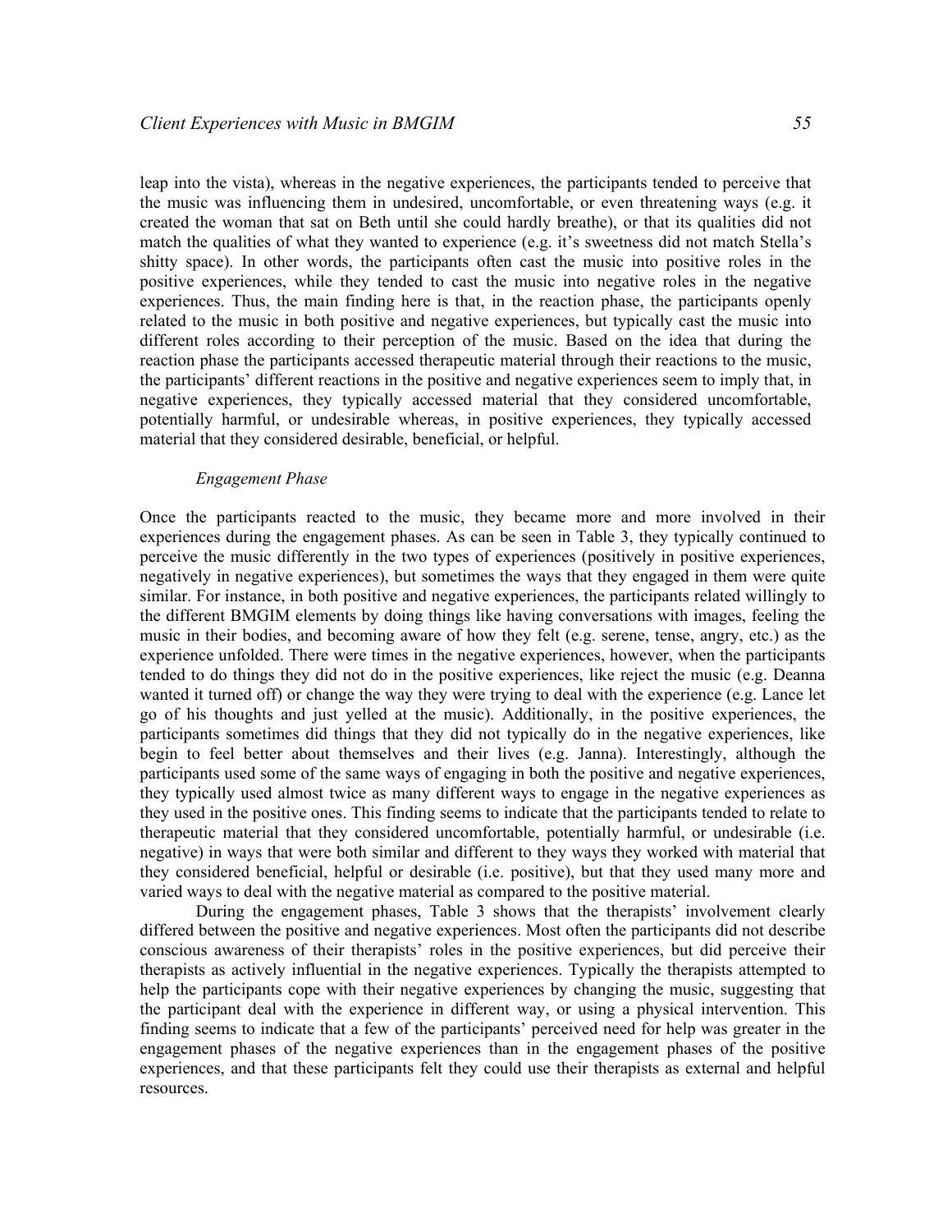leap into the vista), whereas in the negative experiences, the participants tended to perceive that the music was influencing them in undesired, uncomfortable, or even threatening ways (e.g. it created the woman that sat on Beth until she could hardly breathe), or that its qualities did not match the qualities of what they wanted to experience (e.g. it's sweetness did not match Stella's shitty space). In other words, the participants often cast the music into positive roles in the positive experiences, while they tended to cast the music into negative roles in the negative experiences. Thus, the main finding here is that, in the reaction phase, the participants openly related to the music in both positive and negative experiences, but typically cast the music into different roles according to their perception of the music. Based on the idea that during the reaction phase the participants accessed therapeutic material through their reactions to the music, the participants' different reactions in the positive and negative experiences seem to imply that, in negative experiences, they typically accessed material that they considered uncomfortable, potentially harmful, or undesirable whereas, in positive experiences, they typically accessed material that they considered desirable, beneficial, or helpful.

*Engagement Phase*

Once the participants reacted to the music, they became more and more involved in their experiences during the engagement phases. As can be seen in Table 3, they typically continued to perceive the music differently in the two types of experiences (positively in positive experiences, negatively in negative experiences), but sometimes the ways that they engaged in them were quite similar. For instance, in both positive and negative experiences, the participants related willingly to the different BMGIM elements by doing things like having conversations with images, feeling the music in their bodies, and becoming aware of how they felt (e.g. serene, tense, angry, etc.) as the experience unfolded. There were times in the negative experiences, however, when the participants tended to do things they did not do in the positive experiences, like reject the music (e.g. Deanna wanted it turned off) or change the way they were trying to deal with the experience (e.g. Lance let go of his thoughts and just yelled at the music). Additionally, in the positive experiences, the participants sometimes did things that they did not typically do in the negative experiences, like begin to feel better about themselves and their lives (e.g. Janna). Interestingly, although the participants used some of the same ways of engaging in both the positive and negative experiences, they typically used almost twice as many different ways to engage in the negative experiences as they used in the positive ones. This finding seems to indicate that the participants tended to relate to therapeutic material that they considered uncomfortable, potentially harmful, or undesirable (i.e. negative) in ways that were both similar and different to they ways they worked with material that they considered beneficial, helpful or desirable (i.e. positive), but that they used many more and varied ways to deal with the negative material as compared to the positive material.

During the engagement phases, Table 3 shows that the therapists' involvement clearly differed between the positive and negative experiences. Most often the participants did not describe conscious awareness of their therapists' roles in the positive experiences, but did perceive their therapists as actively influential in the negative experiences. Typically the therapists attempted to help the participants cope with their negative experiences by changing the music, suggesting that the participant deal with the experience in different way, or using a physical intervention. This finding seems to indicate that a few of the participants' perceived need for help was greater in the engagement phases of the negative experiences than in the engagement phases of the positive experiences, and that these participants felt they could use their therapists as external and helpful resources.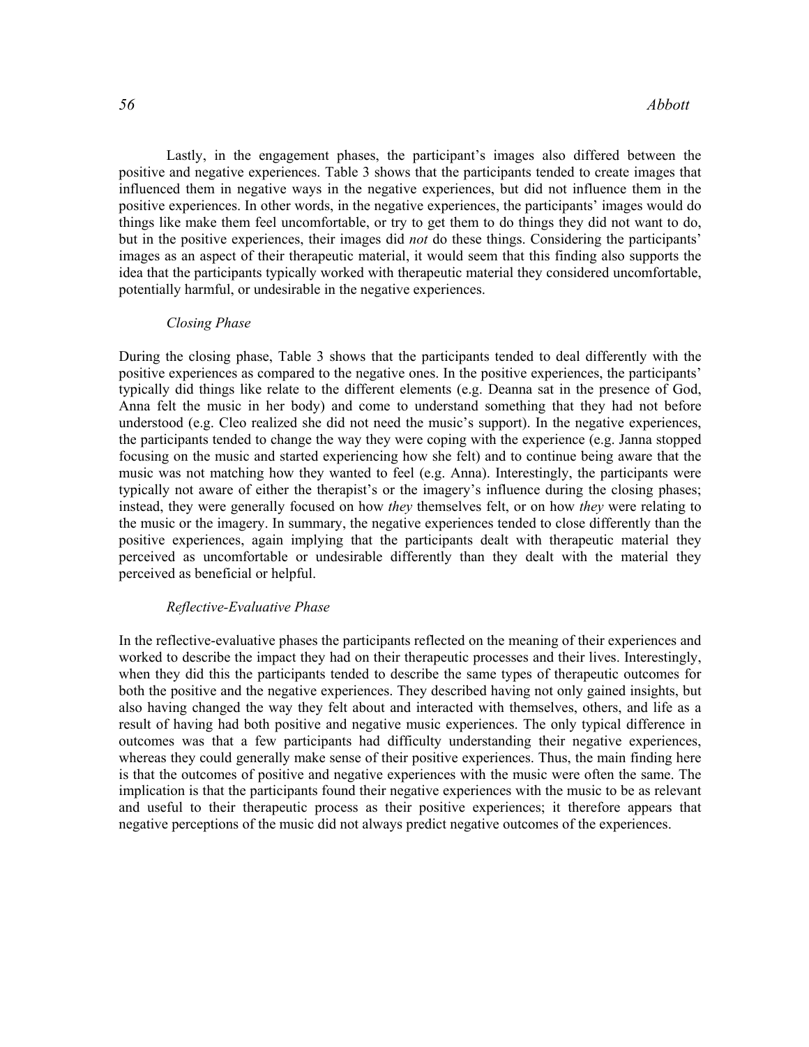Lastly, in the engagement phases, the participant's images also differed between the positive and negative experiences. Table 3 shows that the participants tended to create images that influenced them in negative ways in the negative experiences, but did not influence them in the positive experiences. In other words, in the negative experiences, the participants' images would do things like make them feel uncomfortable, or try to get them to do things they did not want to do, but in the positive experiences, their images did *not* do these things. Considering the participants' images as an aspect of their therapeutic material, it would seem that this finding also supports the idea that the participants typically worked with therapeutic material they considered uncomfortable, potentially harmful, or undesirable in the negative experiences.

*Closing Phase*

During the closing phase, Table 3 shows that the participants tended to deal differently with the positive experiences as compared to the negative ones. In the positive experiences, the participants' typically did things like relate to the different elements (e.g. Deanna sat in the presence of God, Anna felt the music in her body) and come to understand something that they had not before understood (e.g. Cleo realized she did not need the music's support). In the negative experiences, the participants tended to change the way they were coping with the experience (e.g. Janna stopped focusing on the music and started experiencing how she felt) and to continue being aware that the music was not matching how they wanted to feel (e.g. Anna). Interestingly, the participants were typically not aware of either the therapist's or the imagery's influence during the closing phases; instead, they were generally focused on how *they* themselves felt, or on how *they* were relating to the music or the imagery. In summary, the negative experiences tended to close differently than the positive experiences, again implying that the participants dealt with therapeutic material they perceived as uncomfortable or undesirable differently than they dealt with the material they perceived as beneficial or helpful.

*Reflective-Evaluative Phase*

In the reflective-evaluative phases the participants reflected on the meaning of their experiences and worked to describe the impact they had on their therapeutic processes and their lives. Interestingly, when they did this the participants tended to describe the same types of therapeutic outcomes for both the positive and the negative experiences. They described having not only gained insights, but also having changed the way they felt about and interacted with themselves, others, and life as a result of having had both positive and negative music experiences. The only typical difference in outcomes was that a few participants had difficulty understanding their negative experiences, whereas they could generally make sense of their positive experiences. Thus, the main finding here is that the outcomes of positive and negative experiences with the music were often the same. The implication is that the participants found their negative experiences with the music to be as relevant and useful to their therapeutic process as their positive experiences; it therefore appears that negative perceptions of the music did not always predict negative outcomes of the experiences.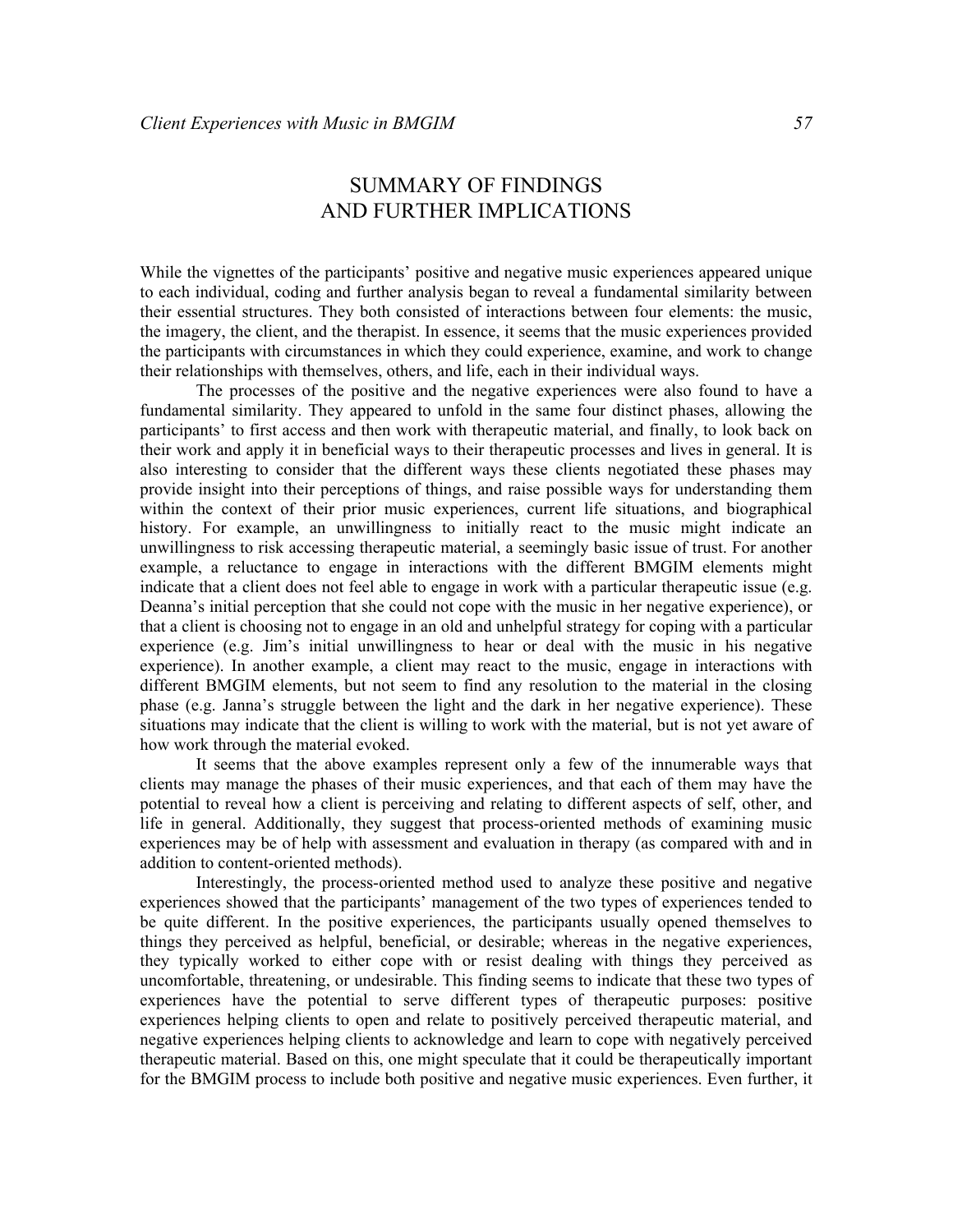# SUMMARY OF FINDINGS AND FURTHER IMPLICATIONS

While the vignettes of the participants' positive and negative music experiences appeared unique to each individual, coding and further analysis began to reveal a fundamental similarity between their essential structures. They both consisted of interactions between four elements: the music, the imagery, the client, and the therapist. In essence, it seems that the music experiences provided the participants with circumstances in which they could experience, examine, and work to change their relationships with themselves, others, and life, each in their individual ways.

The processes of the positive and the negative experiences were also found to have a fundamental similarity. They appeared to unfold in the same four distinct phases, allowing the participants' to first access and then work with therapeutic material, and finally, to look back on their work and apply it in beneficial ways to their therapeutic processes and lives in general. It is also interesting to consider that the different ways these clients negotiated these phases may provide insight into their perceptions of things, and raise possible ways for understanding them within the context of their prior music experiences, current life situations, and biographical history. For example, an unwillingness to initially react to the music might indicate an unwillingness to risk accessing therapeutic material, a seemingly basic issue of trust. For another example, a reluctance to engage in interactions with the different BMGIM elements might indicate that a client does not feel able to engage in work with a particular therapeutic issue (e.g. Deanna's initial perception that she could not cope with the music in her negative experience), or that a client is choosing not to engage in an old and unhelpful strategy for coping with a particular experience (e.g. Jim's initial unwillingness to hear or deal with the music in his negative experience). In another example, a client may react to the music, engage in interactions with different BMGIM elements, but not seem to find any resolution to the material in the closing phase (e.g. Janna's struggle between the light and the dark in her negative experience). These situations may indicate that the client is willing to work with the material, but is not yet aware of how work through the material evoked.

It seems that the above examples represent only a few of the innumerable ways that clients may manage the phases of their music experiences, and that each of them may have the potential to reveal how a client is perceiving and relating to different aspects of self, other, and life in general. Additionally, they suggest that process-oriented methods of examining music experiences may be of help with assessment and evaluation in therapy (as compared with and in addition to content-oriented methods).

Interestingly, the process-oriented method used to analyze these positive and negative experiences showed that the participants' management of the two types of experiences tended to be quite different. In the positive experiences, the participants usually opened themselves to things they perceived as helpful, beneficial, or desirable; whereas in the negative experiences, they typically worked to either cope with or resist dealing with things they perceived as uncomfortable, threatening, or undesirable. This finding seems to indicate that these two types of experiences have the potential to serve different types of therapeutic purposes: positive experiences helping clients to open and relate to positively perceived therapeutic material, and negative experiences helping clients to acknowledge and learn to cope with negatively perceived therapeutic material. Based on this, one might speculate that it could be therapeutically important for the BMGIM process to include both positive and negative music experiences. Even further, it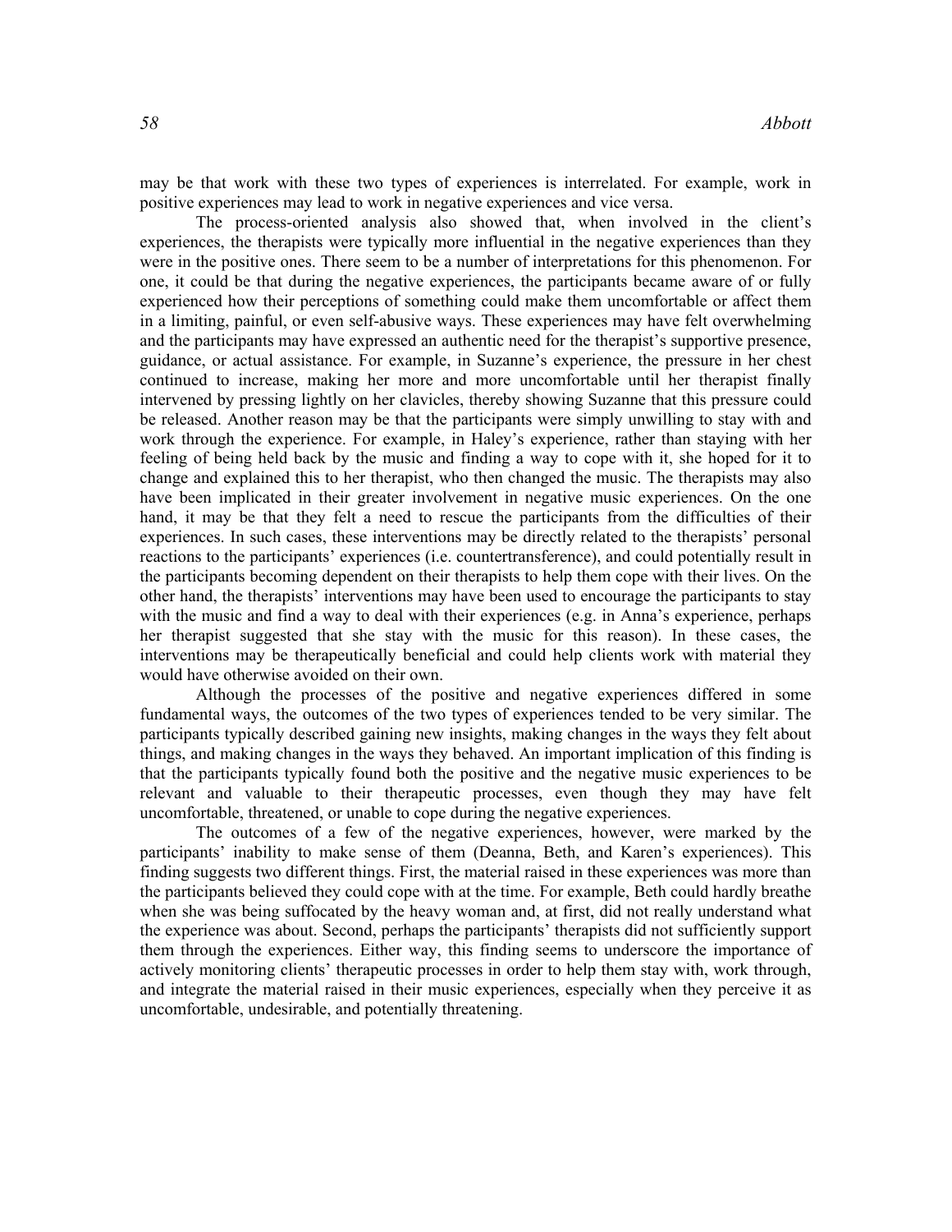may be that work with these two types of experiences is interrelated. For example, work in positive experiences may lead to work in negative experiences and vice versa.

The process-oriented analysis also showed that, when involved in the client's experiences, the therapists were typically more influential in the negative experiences than they were in the positive ones. There seem to be a number of interpretations for this phenomenon. For one, it could be that during the negative experiences, the participants became aware of or fully experienced how their perceptions of something could make them uncomfortable or affect them in a limiting, painful, or even self-abusive ways. These experiences may have felt overwhelming and the participants may have expressed an authentic need for the therapist's supportive presence, guidance, or actual assistance. For example, in Suzanne's experience, the pressure in her chest continued to increase, making her more and more uncomfortable until her therapist finally intervened by pressing lightly on her clavicles, thereby showing Suzanne that this pressure could be released. Another reason may be that the participants were simply unwilling to stay with and work through the experience. For example, in Haley's experience, rather than staying with her feeling of being held back by the music and finding a way to cope with it, she hoped for it to change and explained this to her therapist, who then changed the music. The therapists may also have been implicated in their greater involvement in negative music experiences. On the one hand, it may be that they felt a need to rescue the participants from the difficulties of their experiences. In such cases, these interventions may be directly related to the therapists' personal reactions to the participants' experiences (i.e. countertransference), and could potentially result in the participants becoming dependent on their therapists to help them cope with their lives. On the other hand, the therapists' interventions may have been used to encourage the participants to stay with the music and find a way to deal with their experiences (e.g. in Anna's experience, perhaps her therapist suggested that she stay with the music for this reason). In these cases, the interventions may be therapeutically beneficial and could help clients work with material they would have otherwise avoided on their own.

Although the processes of the positive and negative experiences differed in some fundamental ways, the outcomes of the two types of experiences tended to be very similar. The participants typically described gaining new insights, making changes in the ways they felt about things, and making changes in the ways they behaved. An important implication of this finding is that the participants typically found both the positive and the negative music experiences to be relevant and valuable to their therapeutic processes, even though they may have felt uncomfortable, threatened, or unable to cope during the negative experiences.

The outcomes of a few of the negative experiences, however, were marked by the participants' inability to make sense of them (Deanna, Beth, and Karen's experiences). This finding suggests two different things. First, the material raised in these experiences was more than the participants believed they could cope with at the time. For example, Beth could hardly breathe when she was being suffocated by the heavy woman and, at first, did not really understand what the experience was about. Second, perhaps the participants' therapists did not sufficiently support them through the experiences. Either way, this finding seems to underscore the importance of actively monitoring clients' therapeutic processes in order to help them stay with, work through, and integrate the material raised in their music experiences, especially when they perceive it as uncomfortable, undesirable, and potentially threatening.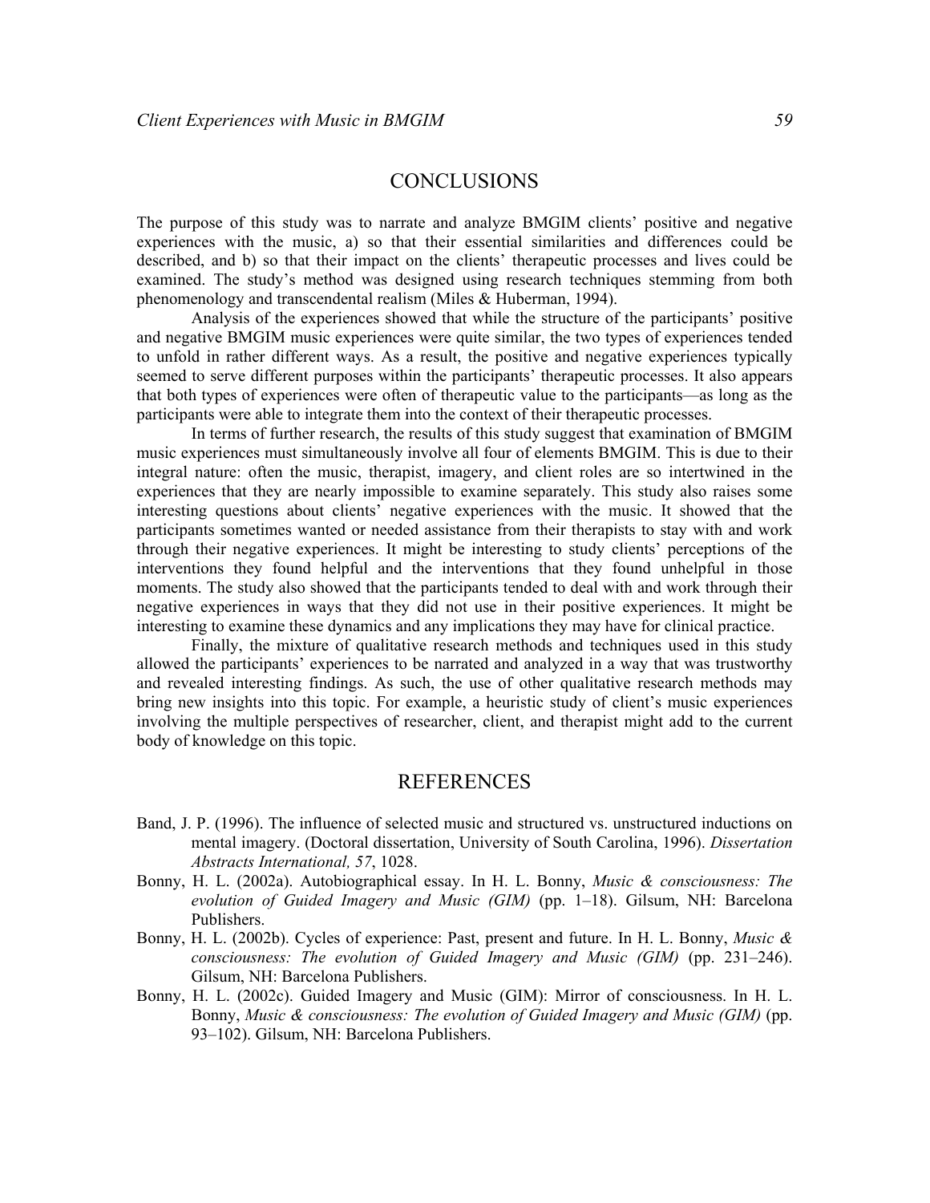## CONCLUSIONS

The purpose of this study was to narrate and analyze BMGIM clients' positive and negative experiences with the music, a) so that their essential similarities and differences could be described, and b) so that their impact on the clients' therapeutic processes and lives could be examined. The study's method was designed using research techniques stemming from both phenomenology and transcendental realism (Miles & Huberman, 1994).

Analysis of the experiences showed that while the structure of the participants' positive and negative BMGIM music experiences were quite similar, the two types of experiences tended to unfold in rather different ways. As a result, the positive and negative experiences typically seemed to serve different purposes within the participants' therapeutic processes. It also appears that both types of experiences were often of therapeutic value to the participants—as long as the participants were able to integrate them into the context of their therapeutic processes.

In terms of further research, the results of this study suggest that examination of BMGIM music experiences must simultaneously involve all four of elements BMGIM. This is due to their integral nature: often the music, therapist, imagery, and client roles are so intertwined in the experiences that they are nearly impossible to examine separately. This study also raises some interesting questions about clients' negative experiences with the music. It showed that the participants sometimes wanted or needed assistance from their therapists to stay with and work through their negative experiences. It might be interesting to study clients' perceptions of the interventions they found helpful and the interventions that they found unhelpful in those moments. The study also showed that the participants tended to deal with and work through their negative experiences in ways that they did not use in their positive experiences. It might be interesting to examine these dynamics and any implications they may have for clinical practice.

Finally, the mixture of qualitative research methods and techniques used in this study allowed the participants' experiences to be narrated and analyzed in a way that was trustworthy and revealed interesting findings. As such, the use of other qualitative research methods may bring new insights into this topic. For example, a heuristic study of client's music experiences involving the multiple perspectives of researcher, client, and therapist might add to the current body of knowledge on this topic.

## REFERENCES

Band, J. P. (1996). The influence of selected music and structured vs. unstructured inductions on mental imagery. (Doctoral dissertation, University of South Carolina, 1996). *Dissertation Abstracts International, 57*, 1028.

Bonny, H. L. (2002a). Autobiographical essay. In H. L. Bonny, *Music & consciousness: The evolution of Guided Imagery and Music (GIM)* (pp. 1–18). Gilsum, NH: Barcelona Publishers.

Bonny, H. L. (2002b). Cycles of experience: Past, present and future. In H. L. Bonny, *Music & consciousness: The evolution of Guided Imagery and Music (GIM)* (pp. 231–246). Gilsum, NH: Barcelona Publishers.

Bonny, H. L. (2002c). Guided Imagery and Music (GIM): Mirror of consciousness. In H. L. Bonny, *Music & consciousness: The evolution of Guided Imagery and Music (GIM)* (pp. 93–102). Gilsum, NH: Barcelona Publishers.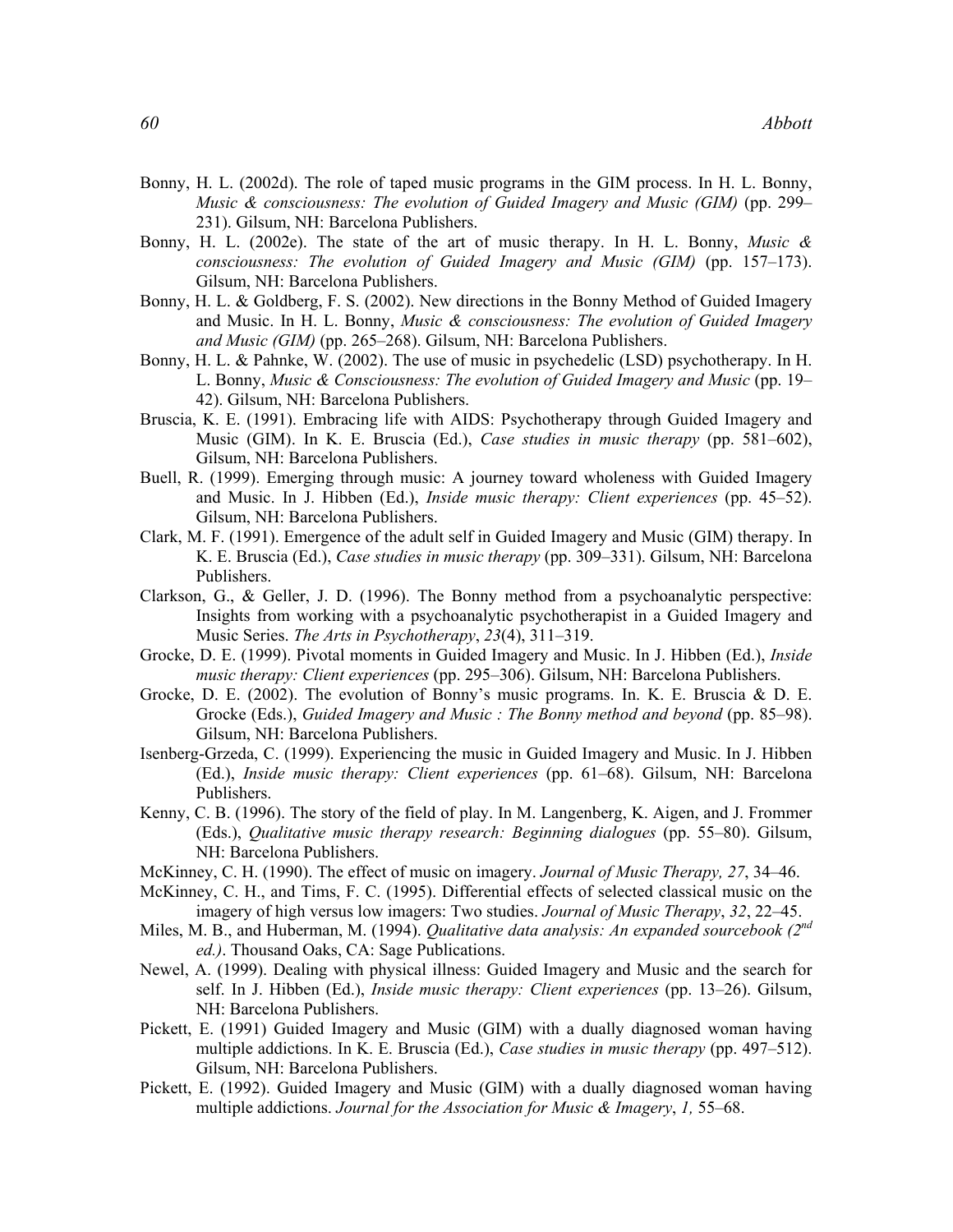Bonny, H. L. (2002d). The role of taped music programs in the GIM process. In H. L. Bonny, *Music & consciousness: The evolution of Guided Imagery and Music (GIM)* (pp. 299–231). Gilsum, NH: Barcelona Publishers.

Bonny, H. L. (2002e). The state of the art of music therapy. In H. L. Bonny, *Music & consciousness: The evolution of Guided Imagery and Music (GIM)* (pp. 157–173). Gilsum, NH: Barcelona Publishers.

Bonny, H. L. & Goldberg, F. S. (2002). New directions in the Bonny Method of Guided Imagery and Music. In H. L. Bonny, *Music & consciousness: The evolution of Guided Imagery and Music (GIM)* (pp. 265–268). Gilsum, NH: Barcelona Publishers.

Bonny, H. L. & Pahnke, W. (2002). The use of music in psychedelic (LSD) psychotherapy. In H. L. Bonny, *Music & Consciousness: The evolution of Guided Imagery and Music* (pp. 19–42). Gilsum, NH: Barcelona Publishers.

Bruscia, K. E. (1991). Embracing life with AIDS: Psychotherapy through Guided Imagery and Music (GIM). In K. E. Bruscia (Ed.), *Case studies in music therapy* (pp. 581–602), Gilsum, NH: Barcelona Publishers.

Buell, R. (1999). Emerging through music: A journey toward wholeness with Guided Imagery and Music. In J. Hibben (Ed.), *Inside music therapy: Client experiences* (pp. 45–52). Gilsum, NH: Barcelona Publishers.

Clark, M. F. (1991). Emergence of the adult self in Guided Imagery and Music (GIM) therapy. In K. E. Bruscia (Ed.), *Case studies in music therapy* (pp. 309–331). Gilsum, NH: Barcelona Publishers.

Clarkson, G., & Geller, J. D. (1996). The Bonny method from a psychoanalytic perspective: Insights from working with a psychoanalytic psychotherapist in a Guided Imagery and Music Series. *The Arts in Psychotherapy*, *23*(4), 311–319.

Grocke, D. E. (1999). Pivotal moments in Guided Imagery and Music. In J. Hibben (Ed.), *Inside music therapy: Client experiences* (pp. 295–306). Gilsum, NH: Barcelona Publishers.

Grocke, D. E. (2002). The evolution of Bonny's music programs. In. K. E. Bruscia & D. E. Grocke (Eds.), *Guided Imagery and Music : The Bonny method and beyond* (pp. 85–98). Gilsum, NH: Barcelona Publishers.

Isenberg-Grzeda, C. (1999). Experiencing the music in Guided Imagery and Music. In J. Hibben (Ed.), *Inside music therapy: Client experiences* (pp. 61–68). Gilsum, NH: Barcelona Publishers.

Kenny, C. B. (1996). The story of the field of play. In M. Langenberg, K. Aigen, and J. Frommer (Eds.), *Qualitative music therapy research: Beginning dialogues* (pp. 55–80). Gilsum, NH: Barcelona Publishers.

McKinney, C. H. (1990). The effect of music on imagery. *Journal of Music Therapy, 27*, 34–46.

McKinney, C. H., and Tims, F. C. (1995). Differential effects of selected classical music on the imagery of high versus low imagers: Two studies. *Journal of Music Therapy*, *32*, 22–45.

Miles, M. B., and Huberman, M. (1994). *Qualitative data analysis: An expanded sourcebook (2nd ed.)*. Thousand Oaks, CA: Sage Publications.

Newel, A. (1999). Dealing with physical illness: Guided Imagery and Music and the search for self. In J. Hibben (Ed.), *Inside music therapy: Client experiences* (pp. 13–26). Gilsum, NH: Barcelona Publishers.

Pickett, E. (1991) Guided Imagery and Music (GIM) with a dually diagnosed woman having multiple addictions. In K. E. Bruscia (Ed.), *Case studies in music therapy* (pp. 497–512). Gilsum, NH: Barcelona Publishers.

Pickett, E. (1992). Guided Imagery and Music (GIM) with a dually diagnosed woman having multiple addictions. *Journal for the Association for Music & Imagery*, *1,* 55–68.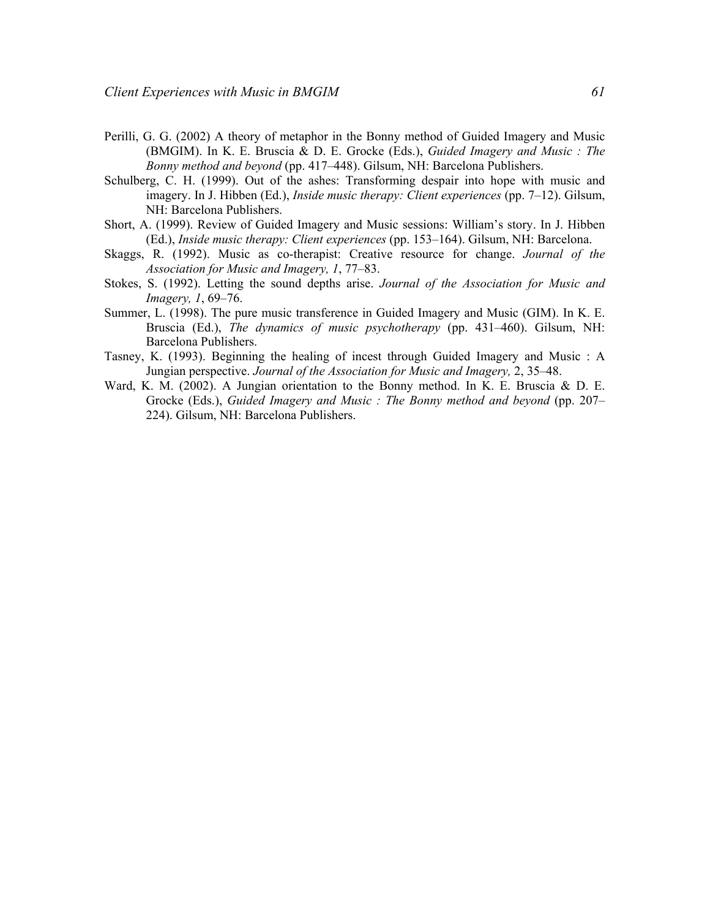Perilli, G. G. (2002) A theory of metaphor in the Bonny method of Guided Imagery and Music (BMGIM). In K. E. Bruscia & D. E. Grocke (Eds.), *Guided Imagery and Music : The Bonny method and beyond* (pp. 417–448). Gilsum, NH: Barcelona Publishers.

Schulberg, C. H. (1999). Out of the ashes: Transforming despair into hope with music and imagery. In J. Hibben (Ed.), *Inside music therapy: Client experiences* (pp. 7–12). Gilsum, NH: Barcelona Publishers.

Short, A. (1999). Review of Guided Imagery and Music sessions: William's story. In J. Hibben (Ed.), *Inside music therapy: Client experiences* (pp. 153–164). Gilsum, NH: Barcelona.

Skaggs, R. (1992). Music as co-therapist: Creative resource for change. *Journal of the Association for Music and Imagery, 1*, 77–83.

Stokes, S. (1992). Letting the sound depths arise. *Journal of the Association for Music and Imagery, 1*, 69–76.

Summer, L. (1998). The pure music transference in Guided Imagery and Music (GIM). In K. E. Bruscia (Ed.), *The dynamics of music psychotherapy* (pp. 431–460). Gilsum, NH: Barcelona Publishers.

Tasney, K. (1993). Beginning the healing of incest through Guided Imagery and Music : A Jungian perspective. *Journal of the Association for Music and Imagery,* 2, 35–48.

Ward, K. M. (2002). A Jungian orientation to the Bonny method. In K. E. Bruscia & D. E. Grocke (Eds.), *Guided Imagery and Music : The Bonny method and beyond* (pp. 207–224). Gilsum, NH: Barcelona Publishers.